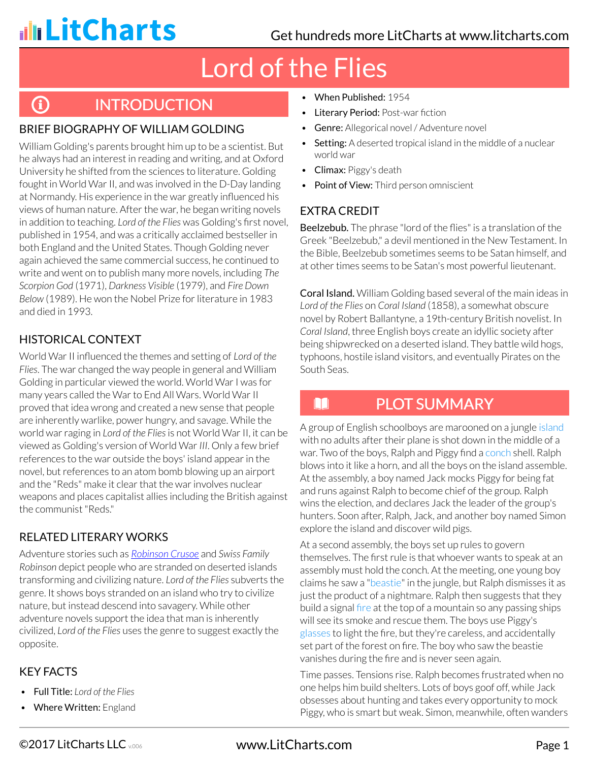# Lord of the Flies

## INTRODUCTION

### BRIEF BIOGRAPHY OF WILLIAM GOLDING

William Golding's parents brought him up to be a scientist. But he always had an interest in reading and writing, and at Oxford University he shifted from the sciences to literature. Golding fought in World War II, and was involved in the D-Day landing at Normandy. His experience in the war greatly influenced his views of human nature. After the war, he began writing novels in addition to teaching. *Lord of the Flies* was Golding's first novel, published in 1954, and was a critically acclaimed bestseller in both England and the United States. Though Golding never again achieved the same commercial success, he continued to write and went on to publish many more novels, including *The Scorpion God* (1971), *Darkness Visible* (1979), and *Fire Down Below* (1989). He won the Nobel Prize for literature in 1983 and died in 1993.

### HISTORICAL CONTEXT

World War II influenced the themes and setting of *Lord of the Flies*. The war changed the way people in general and William Golding in particular viewed the world. World War I was for many years called the War to End All Wars. World War II proved that idea wrong and created a new sense that people are inherently warlike, power hungry, and savage. While the world war raging in *Lord of the Flies* is not World War II, it can be viewed as Golding's version of World War *III*. Only a few brief references to the war outside the boys' island appear in the novel, but references to an atom bomb blowing up an airport and the "Reds" make it clear that the war involves nuclear weapons and places capitalist allies including the British against the communist "Reds."

### RELATED LITERARY WORKS

Adventure stories such as *Robinson Crusoe* and *Swiss Family Robinson* depict people who are stranded on deserted islands transforming and civilizing nature. *Lord of the Flies* subverts the genre. It shows boys stranded on an island who try to civilize nature, but instead descend into savagery. While other adventure novels support the idea that man is inherently civilized, *Lord of the Flies* uses the genre to suggest exactly the opposite.

### KEY FACTS

- **Full Title:** *Lord of the Flies*
- **Where Written:** England
- **When Published:** 1954
- **Literary Period:** Post-war fiction
- **Genre:** Allegorical novel / Adventure novel
- **Setting:** A deserted tropical island in the middle of a nuclear world war
- **Climax:** Piggy's death
- **Point of View:** Third person omniscient

### EXTRA CREDIT

**Beelzebub.** The phrase "lord of the flies" is a translation of the Greek "Beelzebub," a devil mentioned in the New Testament. In the Bible, Beelzebub sometimes seems to be Satan himself, and at other times seems to be Satan's most powerful lieutenant.

**Coral Island.** William Golding based several of the main ideas in *Lord of the Flies* on *Coral Island* (1858), a somewhat obscure novel by Robert Ballantyne, a 19th-century British novelist. In *Coral Island*, three English boys create an idyllic society after being shipwrecked on a deserted island. They battle wild hogs, typhoons, hostile island visitors, and eventually Pirates on the South Seas.

## PLOT SUMMARY

A group of English schoolboys are marooned on a jungle island with no adults after their plane is shot down in the middle of a war. Two of the boys, Ralph and Piggy find a conch shell. Ralph blows into it like a horn, and all the boys on the island assemble. At the assembly, a boy named Jack mocks Piggy for being fat and runs against Ralph to become chief of the group. Ralph wins the election, and declares Jack the leader of the group's hunters. Soon after, Ralph, Jack, and another boy named Simon explore the island and discover wild pigs.

At a second assembly, the boys set up rules to govern themselves. The first rule is that whoever wants to speak at an assembly must hold the conch. At the meeting, one young boy claims he saw a "beastie" in the jungle, but Ralph dismisses it as just the product of a nightmare. Ralph then suggests that they build a signal fire at the top of a mountain so any passing ships will see its smoke and rescue them. The boys use Piggy's glasses to light the fire, but they're careless, and accidentally set part of the forest on fire. The boy who saw the beastie vanishes during the fire and is never seen again.

Time passes. Tensions rise. Ralph becomes frustrated when no one helps him build shelters. Lots of boys goof off, while Jack obsesses about hunting and takes every opportunity to mock Piggy, who is smart but weak. Simon, meanwhile, often wanders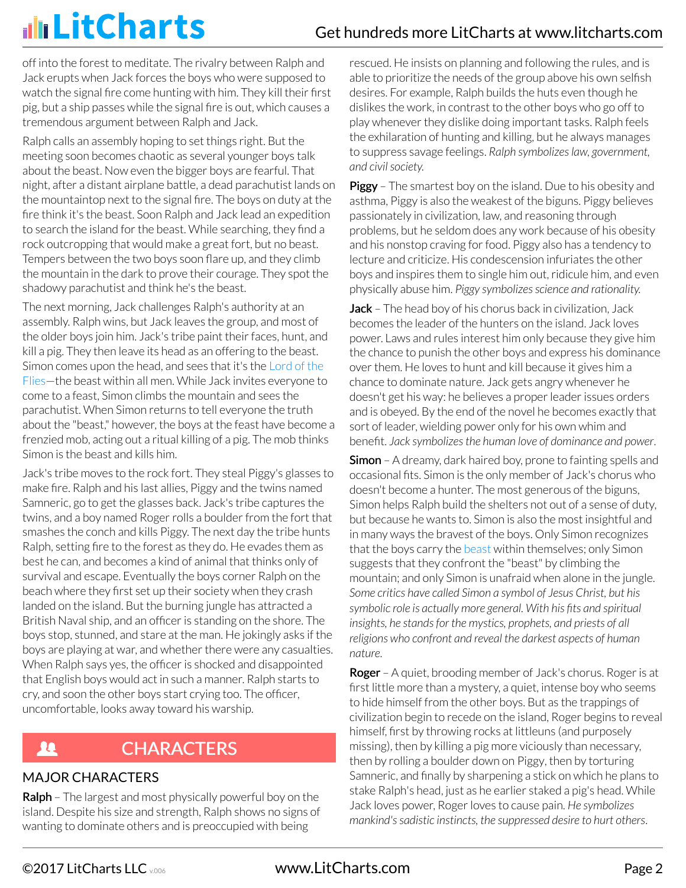off into the forest to meditate. The rivalry between Ralph and Jack erupts when Jack forces the boys who were supposed to watch the signal fire come hunting with him. They kill their first pig, but a ship passes while the signal fire is out, which causes a tremendous argument between Ralph and Jack.

Ralph calls an assembly hoping to set things right. But the meeting soon becomes chaotic as several younger boys talk about the beast. Now even the bigger boys are fearful. That night, after a distant airplane battle, a dead parachutist lands on the mountaintop next to the signal fire. The boys on duty at the fire think it's the beast. Soon Ralph and Jack lead an expedition to search the island for the beast. While searching, they find a rock outcropping that would make a great fort, but no beast. Tempers between the two boys soon flare up, and they climb the mountain in the dark to prove their courage. They spot the shadowy parachutist and think he's the beast.

The next morning, Jack challenges Ralph's authority at an assembly. Ralph wins, but Jack leaves the group, and most of the older boys join him. Jack's tribe paint their faces, hunt, and kill a pig. They then leave its head as an offering to the beast. Simon comes upon the head, and sees that it's the Lord of the Flies—the beast within all men. While Jack invites everyone to come to a feast, Simon climbs the mountain and sees the parachutist. When Simon returns to tell everyone the truth about the "beast," however, the boys at the feast have become a frenzied mob, acting out a ritual killing of a pig. The mob thinks Simon is the beast and kills him.

Jack's tribe moves to the rock fort. They steal Piggy's glasses to make fire. Ralph and his last allies, Piggy and the twins named Samneric, go to get the glasses back. Jack's tribe captures the twins, and a boy named Roger rolls a boulder from the fort that smashes the conch and kills Piggy. The next day the tribe hunts Ralph, setting fire to the forest as they do. He evades them as best he can, and becomes a kind of animal that thinks only of survival and escape. Eventually the boys corner Ralph on the beach where they first set up their society when they crash landed on the island. But the burning jungle has attracted a British Naval ship, and an officer is standing on the shore. The boys stop, stunned, and stare at the man. He jokingly asks if the boys are playing at war, and whether there were any casualties. When Ralph says yes, the officer is shocked and disappointed that English boys would act in such a manner. Ralph starts to cry, and soon the other boys start crying too. The officer, uncomfortable, looks away toward his warship.

## CHARACTERS

### MAJOR CHARACTERS

**Ralph** – The largest and most physically powerful boy on the island. Despite his size and strength, Ralph shows no signs of wanting to dominate others and is preoccupied with being rescued. He insists on planning and following the rules, and is able to prioritize the needs of the group above his own selfish desires. For example, Ralph builds the huts even though he dislikes the work, in contrast to the other boys who go off to play whenever they dislike doing important tasks. Ralph feels the exhilaration of hunting and killing, but he always manages to suppress savage feelings. *Ralph symbolizes law, government, and civil society.*

**Piggy** – The smartest boy on the island. Due to his obesity and asthma, Piggy is also the weakest of the biguns. Piggy believes passionately in civilization, law, and reasoning through problems, but he seldom does any work because of his obesity and his nonstop craving for food. Piggy also has a tendency to lecture and criticize. His condescension infuriates the other boys and inspires them to single him out, ridicule him, and even physically abuse him. *Piggy symbolizes science and rationality.*

**Jack** – The head boy of his chorus back in civilization, Jack becomes the leader of the hunters on the island. Jack loves power. Laws and rules interest him only because they give him the chance to punish the other boys and express his dominance over them. He loves to hunt and kill because it gives him a chance to dominate nature. Jack gets angry whenever he doesn't get his way: he believes a proper leader issues orders and is obeyed. By the end of the novel he becomes exactly that sort of leader, wielding power only for his own whim and benefit. *Jack symbolizes the human love of dominance and power.*

**Simon** – A dreamy, dark haired boy, prone to fainting spells and occasional fits. Simon is the only member of Jack's chorus who doesn't become a hunter. The most generous of the biguns, Simon helps Ralph build the shelters not out of a sense of duty, but because he wants to. Simon is also the most insightful and in many ways the bravest of the boys. Only Simon recognizes that the boys carry the beast within themselves; only Simon suggests that they confront the "beast" by climbing the mountain; and only Simon is unafraid when alone in the jungle. *Some critics have called Simon a symbol of Jesus Christ, but his symbolic role is actually more general. With his fits and spiritual insights, he stands for the mystics, prophets, and priests of all religions who confront and reveal the darkest aspects of human nature.*

**Roger** – A quiet, brooding member of Jack's chorus. Roger is at first little more than a mystery, a quiet, intense boy who seems to hide himself from the other boys. But as the trappings of civilization begin to recede on the island, Roger begins to reveal himself, first by throwing rocks at littleuns (and purposely missing), then by killing a pig more viciously than necessary, then by rolling a boulder down on Piggy, then by torturing Samneric, and finally by sharpening a stick on which he plans to stake Ralph's head, just as he earlier staked a pig's head. While Jack loves power, Roger loves to cause pain. *He symbolizes mankind's sadistic instincts, the suppressed desire to hurt others.*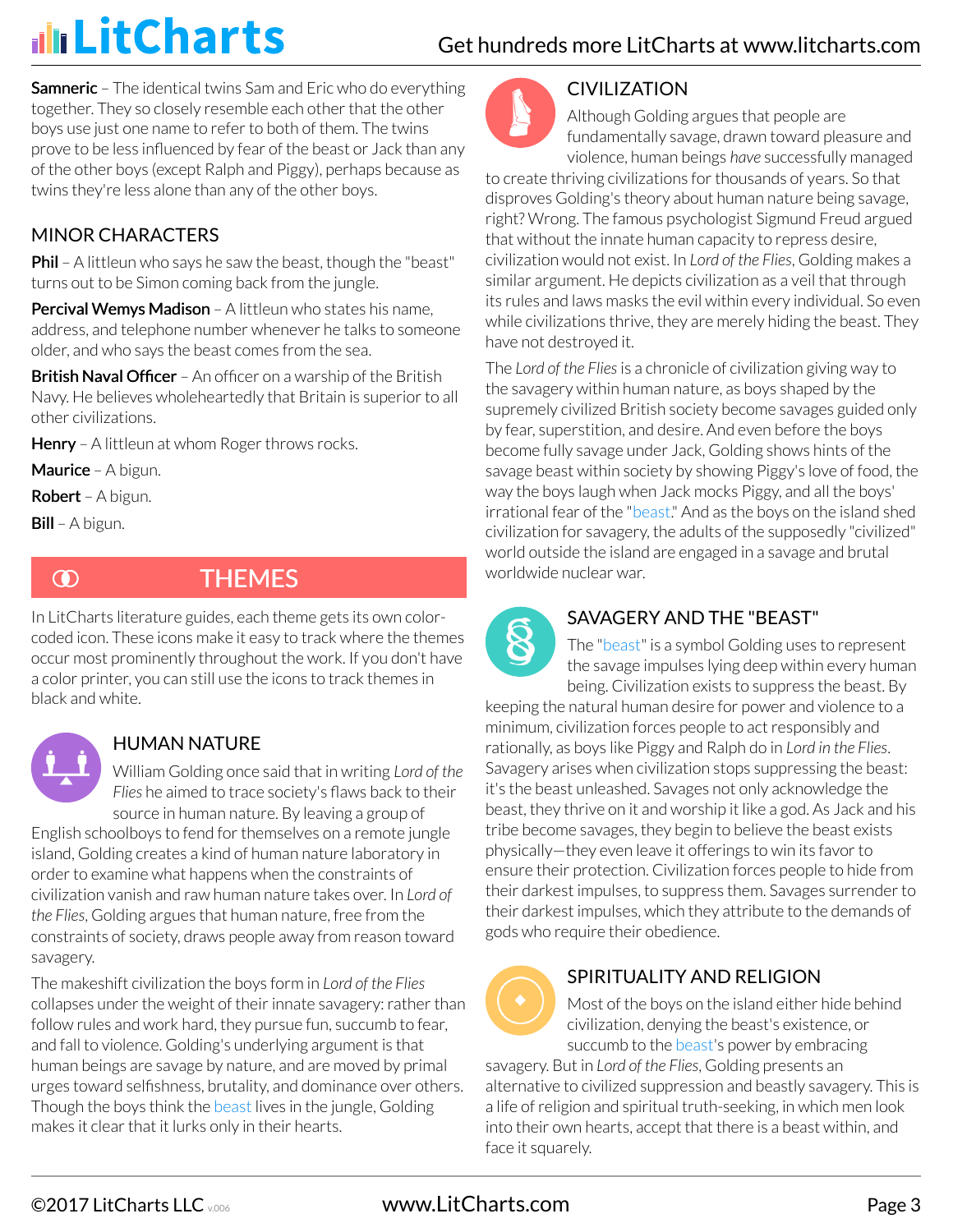**Samneric** – The identical twins Sam and Eric who do everything together. They so closely resemble each other that the other boys use just one name to refer to both of them. The twins prove to be less influenced by fear of the beast or Jack than any of the other boys (except Ralph and Piggy), perhaps because as twins they're less alone than any of the other boys.

## MINOR CHARACTERS

**Phil** – A littleun who says he saw the beast, though the "beast" turns out to be Simon coming back from the jungle.

**Percival Wemys Madison** – A littleun who states his name, address, and telephone number whenever he talks to someone older, and who says the beast comes from the sea.

**British Naval Officer** – An officer on a warship of the British Navy. He believes wholeheartedly that Britain is superior to all other civilizations.

**Henry** – A littleun at whom Roger throws rocks.

**Maurice** – A bigun.

**Robert** – A bigun.

**Bill** – A bigun.

# THEMES

In LitCharts literature guides, each theme gets its own color-coded icon. These icons make it easy to track where the themes occur most prominently throughout the work. If you don't have a color printer, you can still use the icons to track themes in black and white.

## HUMAN NATURE

William Golding once said that in writing *Lord of the Flies* he aimed to trace society's flaws back to their source in human nature. By leaving a group of English schoolboys to fend for themselves on a remote jungle island, Golding creates a kind of human nature laboratory in order to examine what happens when the constraints of civilization vanish and raw human nature takes over. In *Lord of the Flies*, Golding argues that human nature, free from the constraints of society, draws people away from reason toward savagery.

The makeshift civilization the boys form in *Lord of the Flies* collapses under the weight of their innate savagery: rather than follow rules and work hard, they pursue fun, succumb to fear, and fall to violence. Golding's underlying argument is that human beings are savage by nature, and are moved by primal urges toward selfishness, brutality, and dominance over others. Though the boys think the beast lives in the jungle, Golding makes it clear that it lurks only in their hearts.

## CIVILIZATION

Although Golding argues that people are fundamentally savage, drawn toward pleasure and violence, human beings *have* successfully managed to create thriving civilizations for thousands of years. So that disproves Golding's theory about human nature being savage, right? Wrong. The famous psychologist Sigmund Freud argued that without the innate human capacity to repress desire, civilization would not exist. In *Lord of the Flies*, Golding makes a similar argument. He depicts civilization as a veil that through its rules and laws masks the evil within every individual. So even while civilizations thrive, they are merely hiding the beast. They have not destroyed it.

The *Lord of the Flies* is a chronicle of civilization giving way to the savagery within human nature, as boys shaped by the supremely civilized British society become savages guided only by fear, superstition, and desire. And even before the boys become fully savage under Jack, Golding shows hints of the savage beast within society by showing Piggy's love of food, the way the boys laugh when Jack mocks Piggy, and all the boys' irrational fear of the "beast." And as the boys on the island shed civilization for savagery, the adults of the supposedly "civilized" world outside the island are engaged in a savage and brutal worldwide nuclear war.

## SAVAGERY AND THE "BEAST"

The "beast" is a symbol Golding uses to represent the savage impulses lying deep within every human being. Civilization exists to suppress the beast. By keeping the natural human desire for power and violence to a minimum, civilization forces people to act responsibly and rationally, as boys like Piggy and Ralph do in *Lord in the Flies*. Savagery arises when civilization stops suppressing the beast: it's the beast unleashed. Savages not only acknowledge the beast, they thrive on it and worship it like a god. As Jack and his tribe become savages, they begin to believe the beast exists physically—they even leave it offerings to win its favor to ensure their protection. Civilization forces people to hide from their darkest impulses, to suppress them. Savages surrender to their darkest impulses, which they attribute to the demands of gods who require their obedience.

## SPIRITUALITY AND RELIGION

Most of the boys on the island either hide behind civilization, denying the beast's existence, or succumb to the beast's power by embracing savagery. But in *Lord of the Flies*, Golding presents an alternative to civilized suppression and beastly savagery. This is a life of religion and spiritual truth-seeking, in which men look into their own hearts, accept that there is a beast within, and face it squarely.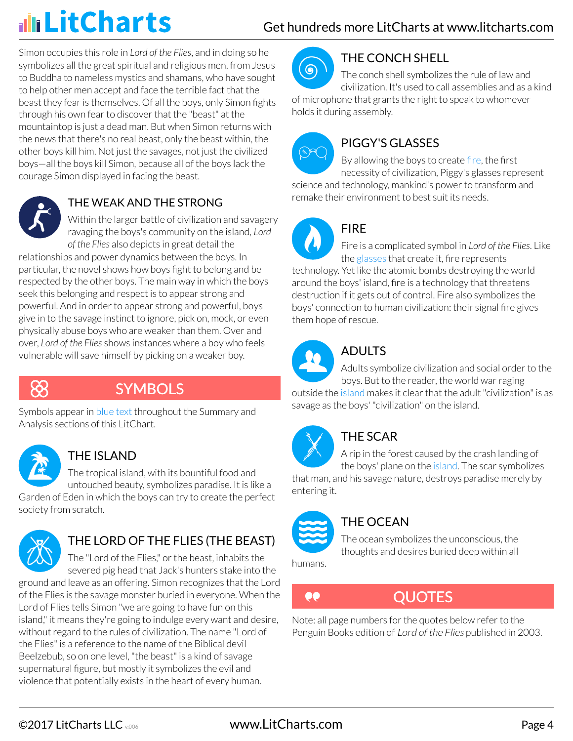Simon occupies this role in *Lord of the Flies*, and in doing so he symbolizes all the great spiritual and religious men, from Jesus to Buddha to nameless mystics and shamans, who have sought to help other men accept and face the terrible fact that the beast they fear is themselves. Of all the boys, only Simon fights through his own fear to discover that the "beast" at the mountaintop is just a dead man. But when Simon returns with the news that there's no real beast, only the beast within, the other boys kill him. Not just the savages, not just the civilized boys—all the boys kill Simon, because all of the boys lack the courage Simon displayed in facing the beast.

### THE WEAK AND THE STRONG

Within the larger battle of civilization and savagery ravaging the boys's community on the island, *Lord of the Flies* also depicts in great detail the relationships and power dynamics between the boys. In particular, the novel shows how boys fight to belong and be respected by the other boys. The main way in which the boys seek this belonging and respect is to appear strong and powerful. And in order to appear strong and powerful, boys give in to the savage instinct to ignore, pick on, mock, or even physically abuse boys who are weaker than them. Over and over, *Lord of the Flies* shows instances where a boy who feels vulnerable will save himself by picking on a weaker boy.

## SYMBOLS

Symbols appear in blue text throughout the Summary and Analysis sections of this LitChart.

### THE ISLAND

The tropical island, with its bountiful food and untouched beauty, symbolizes paradise. It is like a Garden of Eden in which the boys can try to create the perfect society from scratch.

### THE LORD OF THE FLIES (THE BEAST)

The "Lord of the Flies," or the beast, inhabits the severed pig head that Jack's hunters stake into the ground and leave as an offering. Simon recognizes that the Lord of the Flies is the savage monster buried in everyone. When the Lord of Flies tells Simon "we are going to have fun on this island," it means they're going to indulge every want and desire, without regard to the rules of civilization. The name "Lord of the Flies" is a reference to the name of the Biblical devil Beelzebub, so on one level, "the beast" is a kind of savage supernatural figure, but mostly it symbolizes the evil and violence that potentially exists in the heart of every human.

### THE CONCH SHELL

The conch shell symbolizes the rule of law and civilization. It's used to call assemblies and as a kind of microphone that grants the right to speak to whomever holds it during assembly.

### PIGGY'S GLASSES

By allowing the boys to create fire, the first necessity of civilization, Piggy's glasses represent science and technology, mankind's power to transform and remake their environment to best suit its needs.

### FIRE

Fire is a complicated symbol in *Lord of the Flies*. Like the glasses that create it, fire represents technology. Yet like the atomic bombs destroying the world around the boys' island, fire is a technology that threatens destruction if it gets out of control. Fire also symbolizes the boys' connection to human civilization: their signal fire gives them hope of rescue.

### ADULTS

Adults symbolize civilization and social order to the boys. But to the reader, the world war raging outside the island makes it clear that the adult "civilization" is as savage as the boys' "civilization" on the island.

### THE SCAR

A rip in the forest caused by the crash landing of the boys' plane on the island. The scar symbolizes that man, and his savage nature, destroys paradise merely by entering it.

### THE OCEAN

The ocean symbolizes the unconscious, the thoughts and desires buried deep within all humans.

## QUOTES

Note: all page numbers for the quotes below refer to the Penguin Books edition of *Lord of the Flies* published in 2003.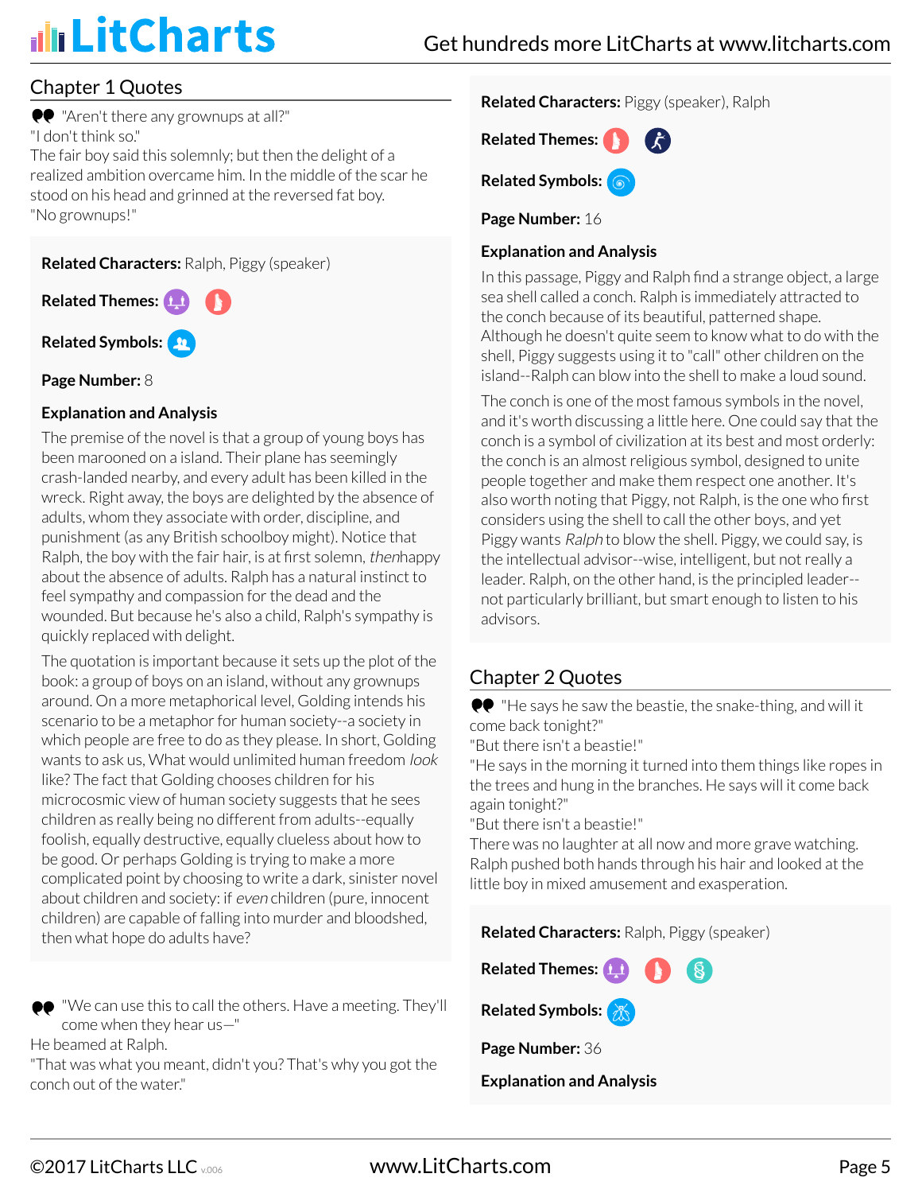## Chapter 1 Quotes

"Aren't there any grownups at all?"
"I don't think so."
The fair boy said this solemnly; but then the delight of a realized ambition overcame him. In the middle of the scar he stood on his head and grinned at the reversed fat boy.
"No grownups!"

**Related Characters:** Ralph, Piggy (speaker)

**Related Themes:**

**Related Symbols:**

**Page Number:** 8

**Explanation and Analysis**

The premise of the novel is that a group of young boys has been marooned on a island. Their plane has seemingly crash-landed nearby, and every adult has been killed in the wreck. Right away, the boys are delighted by the absence of adults, whom they associate with order, discipline, and punishment (as any British schoolboy might). Notice that Ralph, the boy with the fair hair, is at first solemn, *then*happy about the absence of adults. Ralph has a natural instinct to feel sympathy and compassion for the dead and the wounded. But because he's also a child, Ralph's sympathy is quickly replaced with delight.

The quotation is important because it sets up the plot of the book: a group of boys on an island, without any grownups around. On a more metaphorical level, Golding intends his scenario to be a metaphor for human society--a society in which people are free to do as they please. In short, Golding wants to ask us, What would unlimited human freedom *look* like? The fact that Golding chooses children for his microcosmic view of human society suggests that he sees children as really being no different from adults--equally foolish, equally destructive, equally clueless about how to be good. Or perhaps Golding is trying to make a more complicated point by choosing to write a dark, sinister novel about children and society: if *even* children (pure, innocent children) are capable of falling into murder and bloodshed, then what hope do adults have?

"We can use this to call the others. Have a meeting. They'll come when they hear us—"
He beamed at Ralph.
"That was what you meant, didn't you? That's why you got the conch out of the water."

**Related Characters:** Piggy (speaker), Ralph

**Related Themes:**

**Related Symbols:**

**Page Number:** 16

**Explanation and Analysis**

In this passage, Piggy and Ralph find a strange object, a large sea shell called a conch. Ralph is immediately attracted to the conch because of its beautiful, patterned shape. Although he doesn't quite seem to know what to do with the shell, Piggy suggests using it to "call" other children on the island--Ralph can blow into the shell to make a loud sound.

The conch is one of the most famous symbols in the novel, and it's worth discussing a little here. One could say that the conch is a symbol of civilization at its best and most orderly: the conch is an almost religious symbol, designed to unite people together and make them respect one another. It's also worth noting that Piggy, not Ralph, is the one who first considers using the shell to call the other boys, and yet Piggy wants *Ralph* to blow the shell. Piggy, we could say, is the intellectual advisor--wise, intelligent, but not really a leader. Ralph, on the other hand, is the principled leader--not particularly brilliant, but smart enough to listen to his advisors.

## Chapter 2 Quotes

"He says he saw the beastie, the snake-thing, and will it come back tonight?"
"But there isn't a beastie!"
"He says in the morning it turned into them things like ropes in the trees and hung in the branches. He says will it come back again tonight?"
"But there isn't a beastie!"
There was no laughter at all now and more grave watching. Ralph pushed both hands through his hair and looked at the little boy in mixed amusement and exasperation.

**Related Characters:** Ralph, Piggy (speaker)

**Related Themes:**

**Related Symbols:**

**Page Number:** 36

**Explanation and Analysis**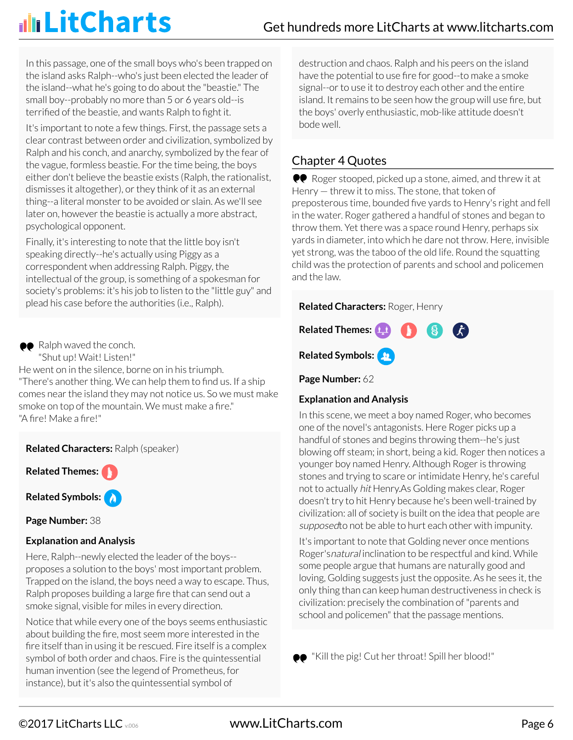In this passage, one of the small boys who's been trapped on the island asks Ralph--who's just been elected the leader of the island--what he's going to do about the "beastie." The small boy--probably no more than 5 or 6 years old--is terrified of the beastie, and wants Ralph to fight it.

It's important to note a few things. First, the passage sets a clear contrast between order and civilization, symbolized by Ralph and his conch, and anarchy, symbolized by the fear of the vague, formless beastie. For the time being, the boys either don't believe the beastie exists (Ralph, the rationalist, dismisses it altogether), or they think of it as an external thing--a literal monster to be avoided or slain. As we'll see later on, however the beastie is actually a more abstract, psychological opponent.

Finally, it's interesting to note that the little boy isn't speaking directly--he's actually using Piggy as a correspondent when addressing Ralph. Piggy, the intellectual of the group, is something of a spokesman for society's problems: it's his job to listen to the "little guy" and plead his case before the authorities (i.e., Ralph).

Ralph waved the conch.
"Shut up! Wait! Listen!"
He went on in the silence, borne on in his triumph.
"There's another thing. We can help them to find us. If a ship comes near the island they may not notice us. So we must make smoke on top of the mountain. We must make a fire."
"A fire! Make a fire!"

**Related Characters:** Ralph (speaker)

**Related Themes:**

**Related Symbols:**

**Page Number:** 38

**Explanation and Analysis**

Here, Ralph--newly elected the leader of the boys--proposes a solution to the boys' most important problem. Trapped on the island, the boys need a way to escape. Thus, Ralph proposes building a large fire that can send out a smoke signal, visible for miles in every direction.

Notice that while every one of the boys seems enthusiastic about building the fire, most seem more interested in the fire itself than in using it be rescued. Fire itself is a complex symbol of both order and chaos. Fire is the quintessential human invention (see the legend of Prometheus, for instance), but it's also the quintessential symbol of destruction and chaos. Ralph and his peers on the island have the potential to use fire for good--to make a smoke signal--or to use it to destroy each other and the entire island. It remains to be seen how the group will use fire, but the boys' overly enthusiastic, mob-like attitude doesn't bode well.

## Chapter 4 Quotes

Roger stooped, picked up a stone, aimed, and threw it at Henry — threw it to miss. The stone, that token of preposterous time, bounded five yards to Henry's right and fell in the water. Roger gathered a handful of stones and began to throw them. Yet there was a space round Henry, perhaps six yards in diameter, into which he dare not throw. Here, invisible yet strong, was the taboo of the old life. Round the squatting child was the protection of parents and school and policemen and the law.

**Related Characters:** Roger, Henry

**Related Themes:**

**Related Symbols:**

**Page Number:** 62

**Explanation and Analysis**

In this scene, we meet a boy named Roger, who becomes one of the novel's antagonists. Here Roger picks up a handful of stones and begins throwing them--he's just blowing off steam; in short, being a kid. Roger then notices a younger boy named Henry. Although Roger is throwing stones and trying to scare or intimidate Henry, he's careful not to actually *hit* Henry.As Golding makes clear, Roger doesn't try to hit Henry because he's been well-trained by civilization: all of society is built on the idea that people are *supposed*to not be able to hurt each other with impunity.

It's important to note that Golding never once mentions Roger's*natural* inclination to be respectful and kind. While some people argue that humans are naturally good and loving, Golding suggests just the opposite. As he sees it, the only thing than can keep human destructiveness in check is civilization: precisely the combination of "parents and school and policemen" that the passage mentions.

"Kill the pig! Cut her throat! Spill her blood!"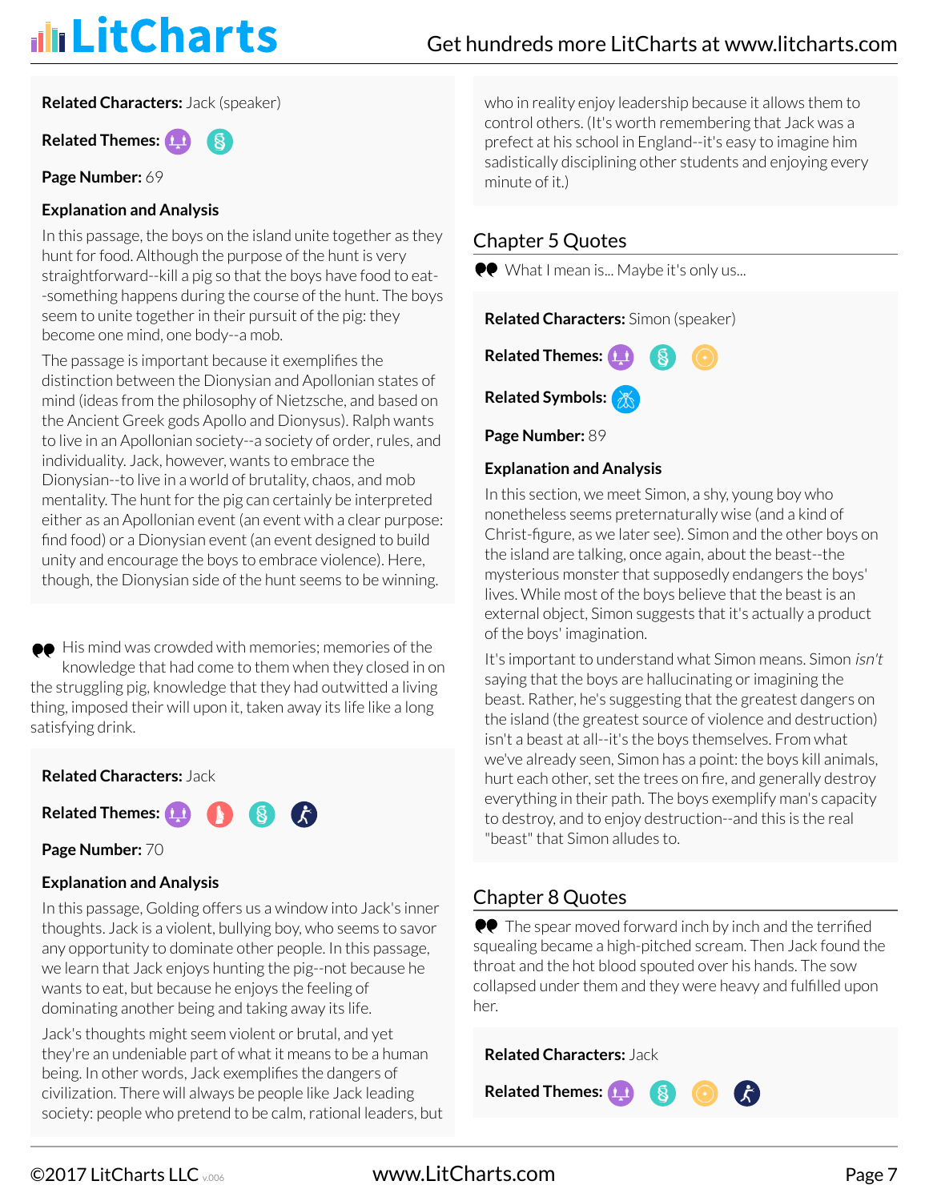**Related Characters:** Jack (speaker)

**Related Themes:**

**Page Number:** 69

**Explanation and Analysis**

In this passage, the boys on the island unite together as they hunt for food. Although the purpose of the hunt is very straightforward--kill a pig so that the boys have food to eat--something happens during the course of the hunt. The boys seem to unite together in their pursuit of the pig: they become one mind, one body--a mob.

The passage is important because it exemplifies the distinction between the Dionysian and Apollonian states of mind (ideas from the philosophy of Nietzsche, and based on the Ancient Greek gods Apollo and Dionysus). Ralph wants to live in an Apollonian society--a society of order, rules, and individuality. Jack, however, wants to embrace the Dionysian--to live in a world of brutality, chaos, and mob mentality. The hunt for the pig can certainly be interpreted either as an Apollonian event (an event with a clear purpose: find food) or a Dionysian event (an event designed to build unity and encourage the boys to embrace violence). Here, though, the Dionysian side of the hunt seems to be winning.

> His mind was crowded with memories; memories of the knowledge that had come to them when they closed in on the struggling pig, knowledge that they had outwitted a living thing, imposed their will upon it, taken away its life like a long satisfying drink.

**Related Characters:** Jack

**Related Themes:**

**Page Number:** 70

**Explanation and Analysis**

In this passage, Golding offers us a window into Jack's inner thoughts. Jack is a violent, bullying boy, who seems to savor any opportunity to dominate other people. In this passage, we learn that Jack enjoys hunting the pig--not because he wants to eat, but because he enjoys the feeling of dominating another being and taking away its life.

Jack's thoughts might seem violent or brutal, and yet they're an undeniable part of what it means to be a human being. In other words, Jack exemplifies the dangers of civilization. There will always be people like Jack leading society: people who pretend to be calm, rational leaders, but who in reality enjoy leadership because it allows them to control others. (It's worth remembering that Jack was a prefect at his school in England--it's easy to imagine him sadistically disciplining other students and enjoying every minute of it.)

## Chapter 5 Quotes

> What I mean is... Maybe it's only us...

**Related Characters:** Simon (speaker)

**Related Themes:**

**Related Symbols:**

**Page Number:** 89

**Explanation and Analysis**

In this section, we meet Simon, a shy, young boy who nonetheless seems preternaturally wise (and a kind of Christ-figure, as we later see). Simon and the other boys on the island are talking, once again, about the beast--the mysterious monster that supposedly endangers the boys' lives. While most of the boys believe that the beast is an external object, Simon suggests that it's actually a product of the boys' imagination.

It's important to understand what Simon means. Simon *isn't* saying that the boys are hallucinating or imagining the beast. Rather, he's suggesting that the greatest dangers on the island (the greatest source of violence and destruction) isn't a beast at all--it's the boys themselves. From what we've already seen, Simon has a point: the boys kill animals, hurt each other, set the trees on fire, and generally destroy everything in their path. The boys exemplify man's capacity to destroy, and to enjoy destruction--and this is the real "beast" that Simon alludes to.

## Chapter 8 Quotes

> The spear moved forward inch by inch and the terrified squealing became a high-pitched scream. Then Jack found the throat and the hot blood spouted over his hands. The sow collapsed under them and they were heavy and fulfilled upon her.

**Related Characters:** Jack

**Related Themes:**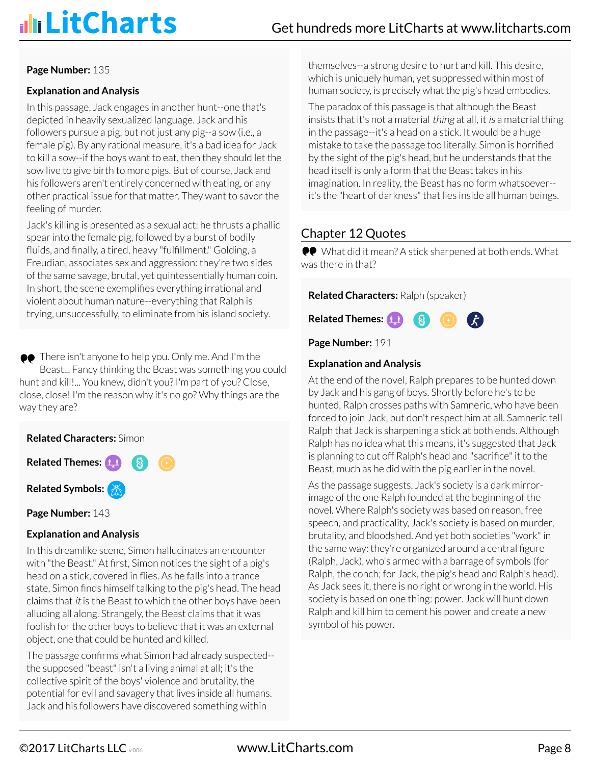**Page Number:** 135

**Explanation and Analysis**

In this passage, Jack engages in another hunt--one that's depicted in heavily sexualized language. Jack and his followers pursue a pig, but not just any pig--a sow (i.e., a female pig). By any rational measure, it's a bad idea for Jack to kill a sow--if the boys want to eat, then they should let the sow live to give birth to more pigs. But of course, Jack and his followers aren't entirely concerned with eating, or any other practical issue for that matter. They want to savor the feeling of murder.

Jack's killing is presented as a sexual act: he thrusts a phallic spear into the female pig, followed by a burst of bodily fluids, and finally, a tired, heavy "fulfillment." Golding, a Freudian, associates sex and aggression: they're two sides of the same savage, brutal, yet quintessentially human coin. In short, the scene exemplifies everything irrational and violent about human nature--everything that Ralph is trying, unsuccessfully, to eliminate from his island society.

> There isn't anyone to help you. Only me. And I'm the Beast... Fancy thinking the Beast was something you could hunt and kill!... You knew, didn't you? I'm part of you? Close, close, close! I'm the reason why it's no go? Why things are the way they are?

**Related Characters:** Simon

**Related Themes:**

**Related Symbols:**

**Page Number:** 143

**Explanation and Analysis**

In this dreamlike scene, Simon hallucinates an encounter with "the Beast." At first, Simon notices the sight of a pig's head on a stick, covered in flies. As he falls into a trance state, Simon finds himself talking to the pig's head. The head claims that *it* is the Beast to which the other boys have been alluding all along. Strangely, the Beast claims that it was foolish for the other boys to believe that it was an external object, one that could be hunted and killed.

The passage confirms what Simon had already suspected--the supposed "beast" isn't a living animal at all; it's the collective spirit of the boys' violence and brutality, the potential for evil and savagery that lives inside all humans. Jack and his followers have discovered something within themselves--a strong desire to hurt and kill. This desire, which is uniquely human, yet suppressed within most of human society, is precisely what the pig's head embodies.

The paradox of this passage is that although the Beast insists that it's not a material *thing* at all, it *is* a material thing in the passage--it's a head on a stick. It would be a huge mistake to take the passage too literally. Simon is horrified by the sight of the pig's head, but he understands that the head itself is only a form that the Beast takes in his imagination. In reality, the Beast has no form whatsoever--it's the "heart of darkness" that lies inside all human beings.

## Chapter 12 Quotes

> What did it mean? A stick sharpened at both ends. What was there in that?

**Related Characters:** Ralph (speaker)

**Related Themes:**

**Page Number:** 191

**Explanation and Analysis**

At the end of the novel, Ralph prepares to be hunted down by Jack and his gang of boys. Shortly before he's to be hunted, Ralph crosses paths with Samneric, who have been forced to join Jack, but don't respect him at all. Samneric tell Ralph that Jack is sharpening a stick at both ends. Although Ralph has no idea what this means, it's suggested that Jack is planning to cut off Ralph's head and "sacrifice" it to the Beast, much as he did with the pig earlier in the novel.

As the passage suggests, Jack's society is a dark mirror-image of the one Ralph founded at the beginning of the novel. Where Ralph's society was based on reason, free speech, and practicality, Jack's society is based on murder, brutality, and bloodshed. And yet both societies "work" in the same way: they're organized around a central figure (Ralph, Jack), who's armed with a barrage of symbols (for Ralph, the conch; for Jack, the pig's head and Ralph's head). As Jack sees it, there is no right or wrong in the world. His society is based on one thing: power. Jack will hunt down Ralph and kill him to cement his power and create a new symbol of his power.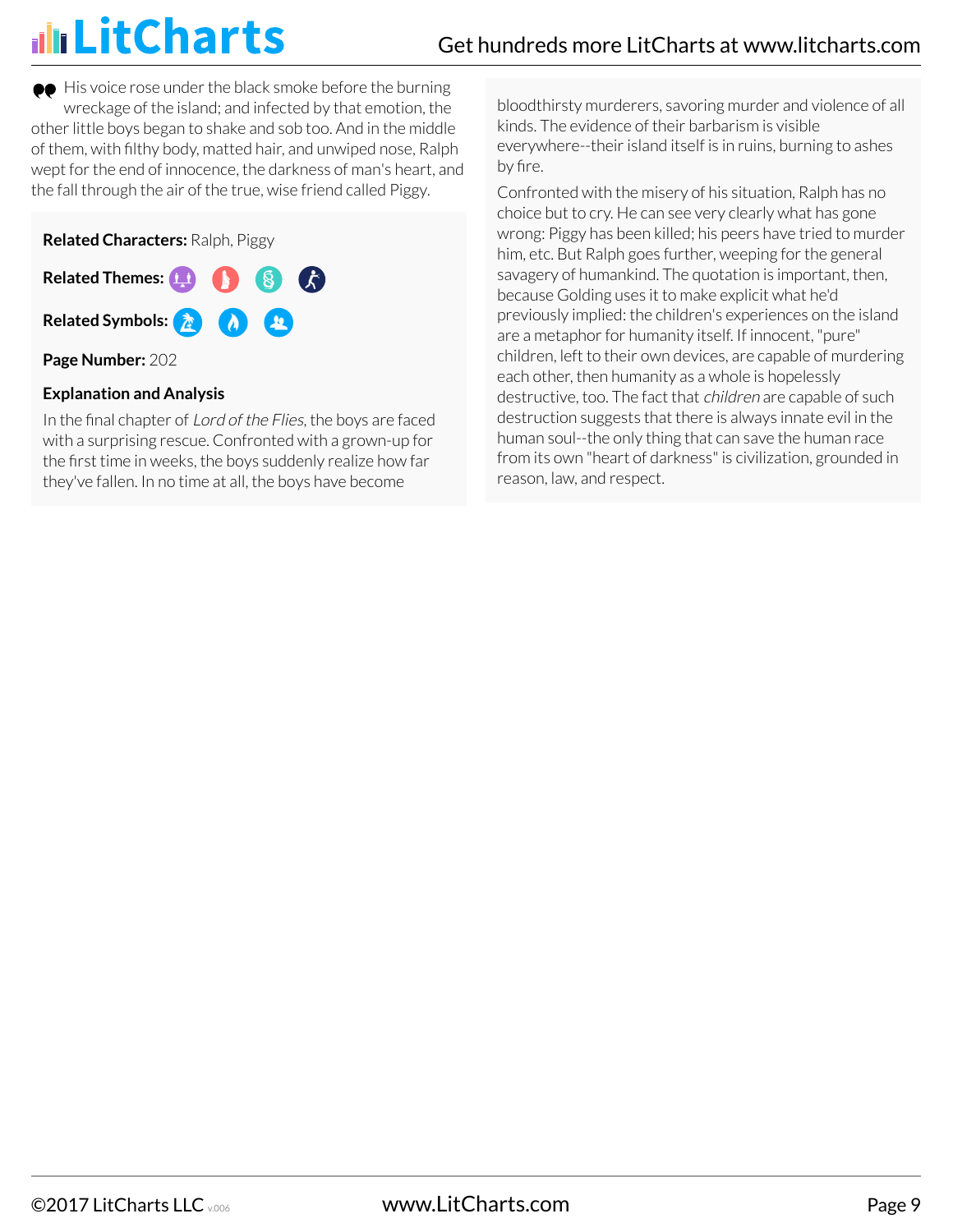> His voice rose under the black smoke before the burning wreckage of the island; and infected by that emotion, the other little boys began to shake and sob too. And in the middle of them, with filthy body, matted hair, and unwiped nose, Ralph wept for the end of innocence, the darkness of man's heart, and the fall through the air of the true, wise friend called Piggy.

**Related Characters:** Ralph, Piggy

**Related Themes:**

**Related Symbols:**

**Page Number:** 202

**Explanation and Analysis**

In the final chapter of *Lord of the Flies*, the boys are faced with a surprising rescue. Confronted with a grown-up for the first time in weeks, the boys suddenly realize how far they've fallen. In no time at all, the boys have become bloodthirsty murderers, savoring murder and violence of all kinds. The evidence of their barbarism is visible everywhere--their island itself is in ruins, burning to ashes by fire.

Confronted with the misery of his situation, Ralph has no choice but to cry. He can see very clearly what has gone wrong: Piggy has been killed; his peers have tried to murder him, etc. But Ralph goes further, weeping for the general savagery of humankind. The quotation is important, then, because Golding uses it to make explicit what he'd previously implied: the children's experiences on the island are a metaphor for humanity itself. If innocent, "pure" children, left to their own devices, are capable of murdering each other, then humanity as a whole is hopelessly destructive, too. The fact that *children* are capable of such destruction suggests that there is always innate evil in the human soul--the only thing that can save the human race from its own "heart of darkness" is civilization, grounded in reason, law, and respect.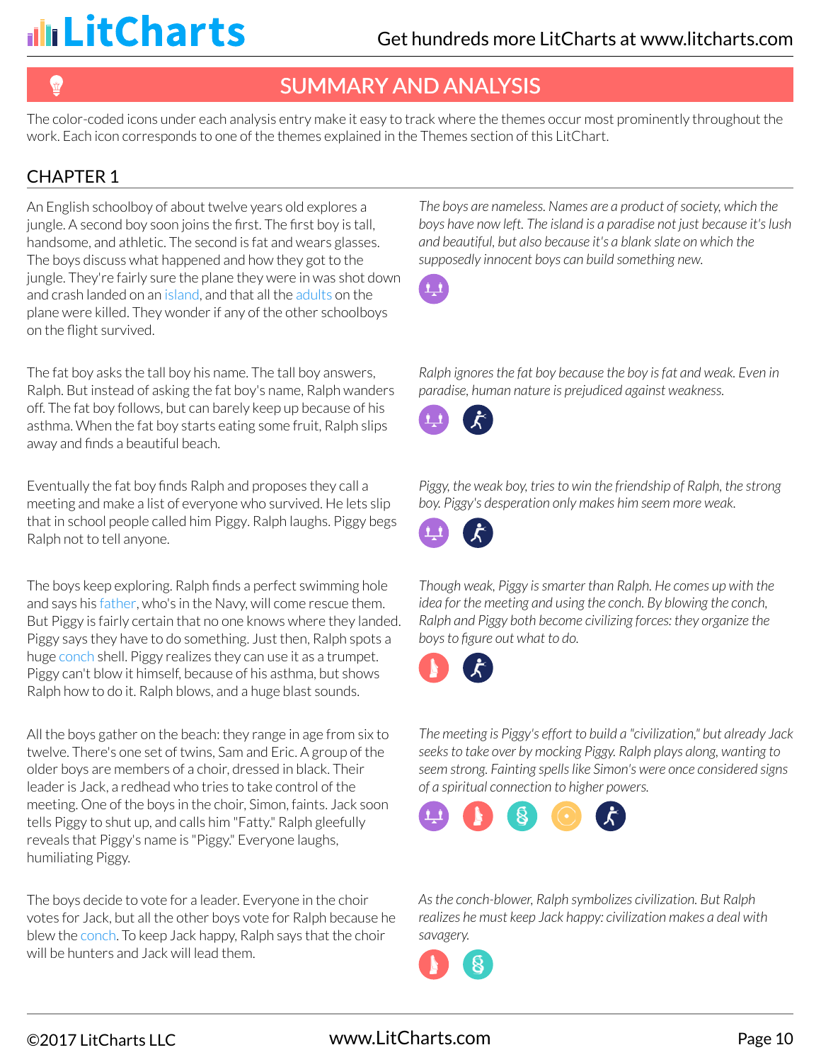## SUMMARY AND ANALYSIS

The color-coded icons under each analysis entry make it easy to track where the themes occur most prominently throughout the work. Each icon corresponds to one of the themes explained in the Themes section of this LitChart.

### CHAPTER 1

An English schoolboy of about twelve years old explores a jungle. A second boy soon joins the first. The first boy is tall, handsome, and athletic. The second is fat and wears glasses. The boys discuss what happened and how they got to the jungle. They're fairly sure the plane they were in was shot down and crash landed on an island, and that all the adults on the plane were killed. They wonder if any of the other schoolboys on the flight survived.

*The boys are nameless. Names are a product of society, which the boys have now left. The island is a paradise not just because it's lush and beautiful, but also because it's a blank slate on which the supposedly innocent boys can build something new.*

The fat boy asks the tall boy his name. The tall boy answers, Ralph. But instead of asking the fat boy's name, Ralph wanders off. The fat boy follows, but can barely keep up because of his asthma. When the fat boy starts eating some fruit, Ralph slips away and finds a beautiful beach.

*Ralph ignores the fat boy because the boy is fat and weak. Even in paradise, human nature is prejudiced against weakness.*

Eventually the fat boy finds Ralph and proposes they call a meeting and make a list of everyone who survived. He lets slip that in school people called him Piggy. Ralph laughs. Piggy begs Ralph not to tell anyone.

*Piggy, the weak boy, tries to win the friendship of Ralph, the strong boy. Piggy's desperation only makes him seem more weak.*

The boys keep exploring. Ralph finds a perfect swimming hole and says his father, who's in the Navy, will come rescue them. But Piggy is fairly certain that no one knows where they landed. Piggy says they have to do something. Just then, Ralph spots a huge conch shell. Piggy realizes they can use it as a trumpet. Piggy can't blow it himself, because of his asthma, but shows Ralph how to do it. Ralph blows, and a huge blast sounds.

*Though weak, Piggy is smarter than Ralph. He comes up with the idea for the meeting and using the conch. By blowing the conch, Ralph and Piggy both become civilizing forces: they organize the boys to figure out what to do.*

All the boys gather on the beach: they range in age from six to twelve. There's one set of twins, Sam and Eric. A group of the older boys are members of a choir, dressed in black. Their leader is Jack, a redhead who tries to take control of the meeting. One of the boys in the choir, Simon, faints. Jack soon tells Piggy to shut up, and calls him "Fatty." Ralph gleefully reveals that Piggy's name is "Piggy." Everyone laughs, humiliating Piggy.

*The meeting is Piggy's effort to build a "civilization," but already Jack seeks to take over by mocking Piggy. Ralph plays along, wanting to seem strong. Fainting spells like Simon's were once considered signs of a spiritual connection to higher powers.*

The boys decide to vote for a leader. Everyone in the choir votes for Jack, but all the other boys vote for Ralph because he blew the conch. To keep Jack happy, Ralph says that the choir will be hunters and Jack will lead them.

*As the conch-blower, Ralph symbolizes civilization. But Ralph realizes he must keep Jack happy: civilization makes a deal with savagery.*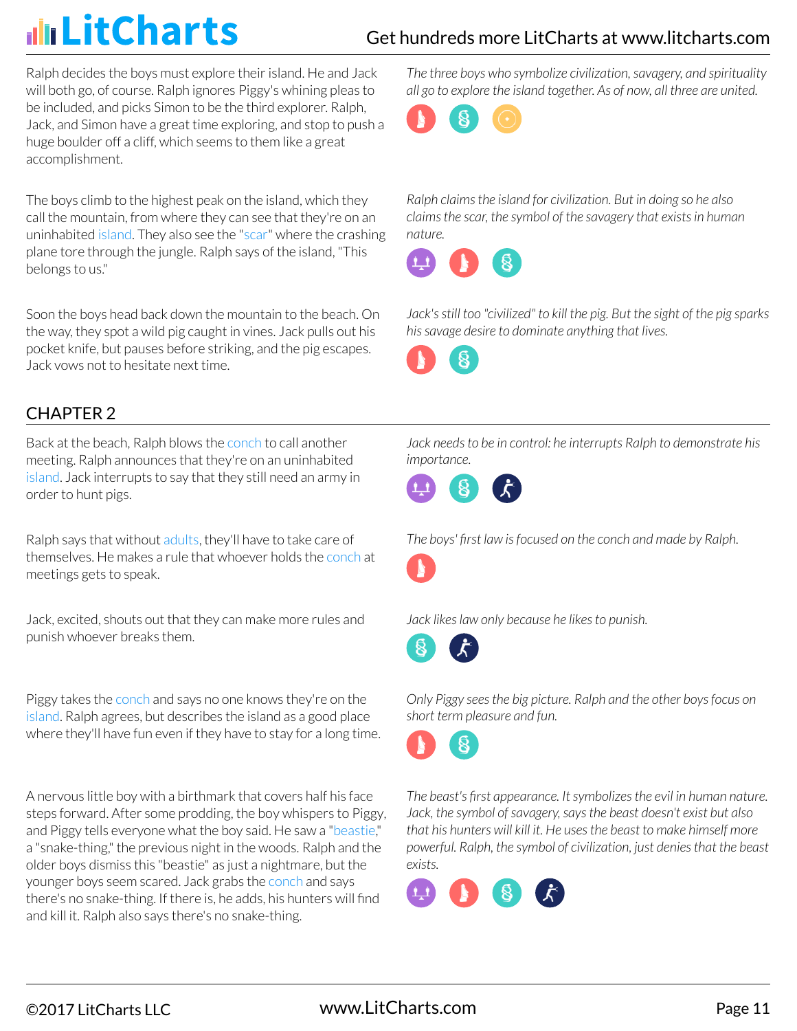Ralph decides the boys must explore their island. He and Jack will both go, of course. Ralph ignores Piggy's whining pleas to be included, and picks Simon to be the third explorer. Ralph, Jack, and Simon have a great time exploring, and stop to push a huge boulder off a cliff, which seems to them like a great accomplishment.

*The three boys who symbolize civilization, savagery, and spirituality all go to explore the island together. As of now, all three are united.*

The boys climb to the highest peak on the island, which they call the mountain, from where they can see that they're on an uninhabited island. They also see the "scar" where the crashing plane tore through the jungle. Ralph says of the island, "This belongs to us."

*Ralph claims the island for civilization. But in doing so he also claims the scar, the symbol of the savagery that exists in human nature.*

Soon the boys head back down the mountain to the beach. On the way, they spot a wild pig caught in vines. Jack pulls out his pocket knife, but pauses before striking, and the pig escapes. Jack vows not to hesitate next time.

*Jack's still too "civilized" to kill the pig. But the sight of the pig sparks his savage desire to dominate anything that lives.*

## CHAPTER 2

Back at the beach, Ralph blows the conch to call another meeting. Ralph announces that they're on an uninhabited island. Jack interrupts to say that they still need an army in order to hunt pigs.

*Jack needs to be in control: he interrupts Ralph to demonstrate his importance.*

Ralph says that without adults, they'll have to take care of themselves. He makes a rule that whoever holds the conch at meetings gets to speak.

*The boys' first law is focused on the conch and made by Ralph.*

Jack, excited, shouts out that they can make more rules and punish whoever breaks them.

*Jack likes law only because he likes to punish.*

Piggy takes the conch and says no one knows they're on the island. Ralph agrees, but describes the island as a good place where they'll have fun even if they have to stay for a long time.

*Only Piggy sees the big picture. Ralph and the other boys focus on short term pleasure and fun.*

A nervous little boy with a birthmark that covers half his face steps forward. After some prodding, the boy whispers to Piggy, and Piggy tells everyone what the boy said. He saw a "beastie," a "snake-thing," the previous night in the woods. Ralph and the older boys dismiss this "beastie" as just a nightmare, but the younger boys seem scared. Jack grabs the conch and says there's no snake-thing. If there is, he adds, his hunters will find and kill it. Ralph also says there's no snake-thing.

*The beast's first appearance. It symbolizes the evil in human nature. Jack, the symbol of savagery, says the beast doesn't exist but also that his hunters will kill it. He uses the beast to make himself more powerful. Ralph, the symbol of civilization, just denies that the beast exists.*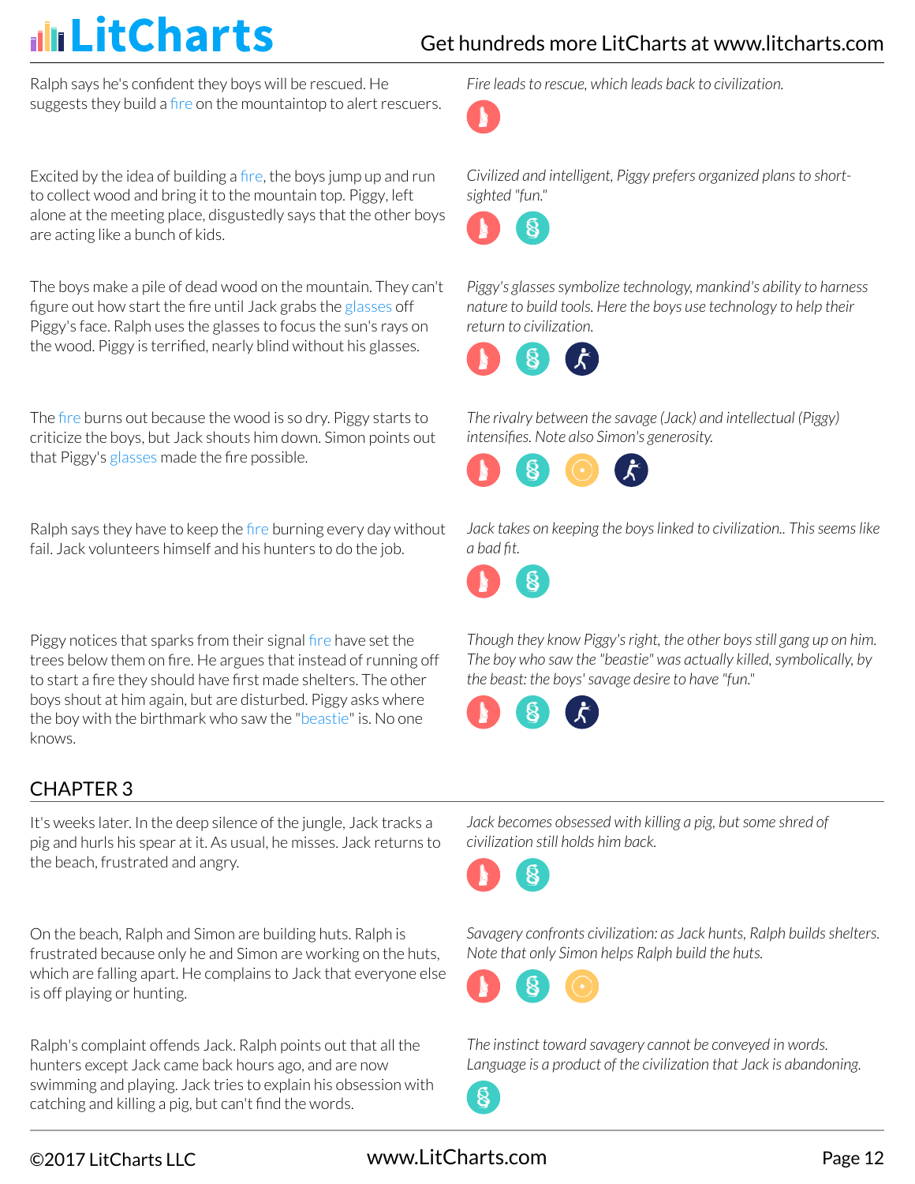Ralph says he's confident they boys will be rescued. He suggests they build a fire on the mountaintop to alert rescuers.

*Fire leads to rescue, which leads back to civilization.*

Excited by the idea of building a fire, the boys jump up and run to collect wood and bring it to the mountain top. Piggy, left alone at the meeting place, disgustedly says that the other boys are acting like a bunch of kids.

*Civilized and intelligent, Piggy prefers organized plans to short-sighted "fun."*

The boys make a pile of dead wood on the mountain. They can't figure out how start the fire until Jack grabs the glasses off Piggy's face. Ralph uses the glasses to focus the sun's rays on the wood. Piggy is terrified, nearly blind without his glasses.

*Piggy's glasses symbolize technology, mankind's ability to harness nature to build tools. Here the boys use technology to help their return to civilization.*

The fire burns out because the wood is so dry. Piggy starts to criticize the boys, but Jack shouts him down. Simon points out that Piggy's glasses made the fire possible.

*The rivalry between the savage (Jack) and intellectual (Piggy) intensifies. Note also Simon's generosity.*

Ralph says they have to keep the fire burning every day without fail. Jack volunteers himself and his hunters to do the job.

*Jack takes on keeping the boys linked to civilization.. This seems like a bad fit.*

Piggy notices that sparks from their signal fire have set the trees below them on fire. He argues that instead of running off to start a fire they should have first made shelters. The other boys shout at him again, but are disturbed. Piggy asks where the boy with the birthmark who saw the "beastie" is. No one knows.

*Though they know Piggy's right, the other boys still gang up on him. The boy who saw the "beastie" was actually killed, symbolically, by the beast: the boys' savage desire to have "fun."*

## CHAPTER 3

It's weeks later. In the deep silence of the jungle, Jack tracks a pig and hurls his spear at it. As usual, he misses. Jack returns to the beach, frustrated and angry.

*Jack becomes obsessed with killing a pig, but some shred of civilization still holds him back.*

On the beach, Ralph and Simon are building huts. Ralph is frustrated because only he and Simon are working on the huts, which are falling apart. He complains to Jack that everyone else is off playing or hunting.

*Savagery confronts civilization: as Jack hunts, Ralph builds shelters. Note that only Simon helps Ralph build the huts.*

Ralph's complaint offends Jack. Ralph points out that all the hunters except Jack came back hours ago, and are now swimming and playing. Jack tries to explain his obsession with catching and killing a pig, but can't find the words.

*The instinct toward savagery cannot be conveyed in words. Language is a product of the civilization that Jack is abandoning.*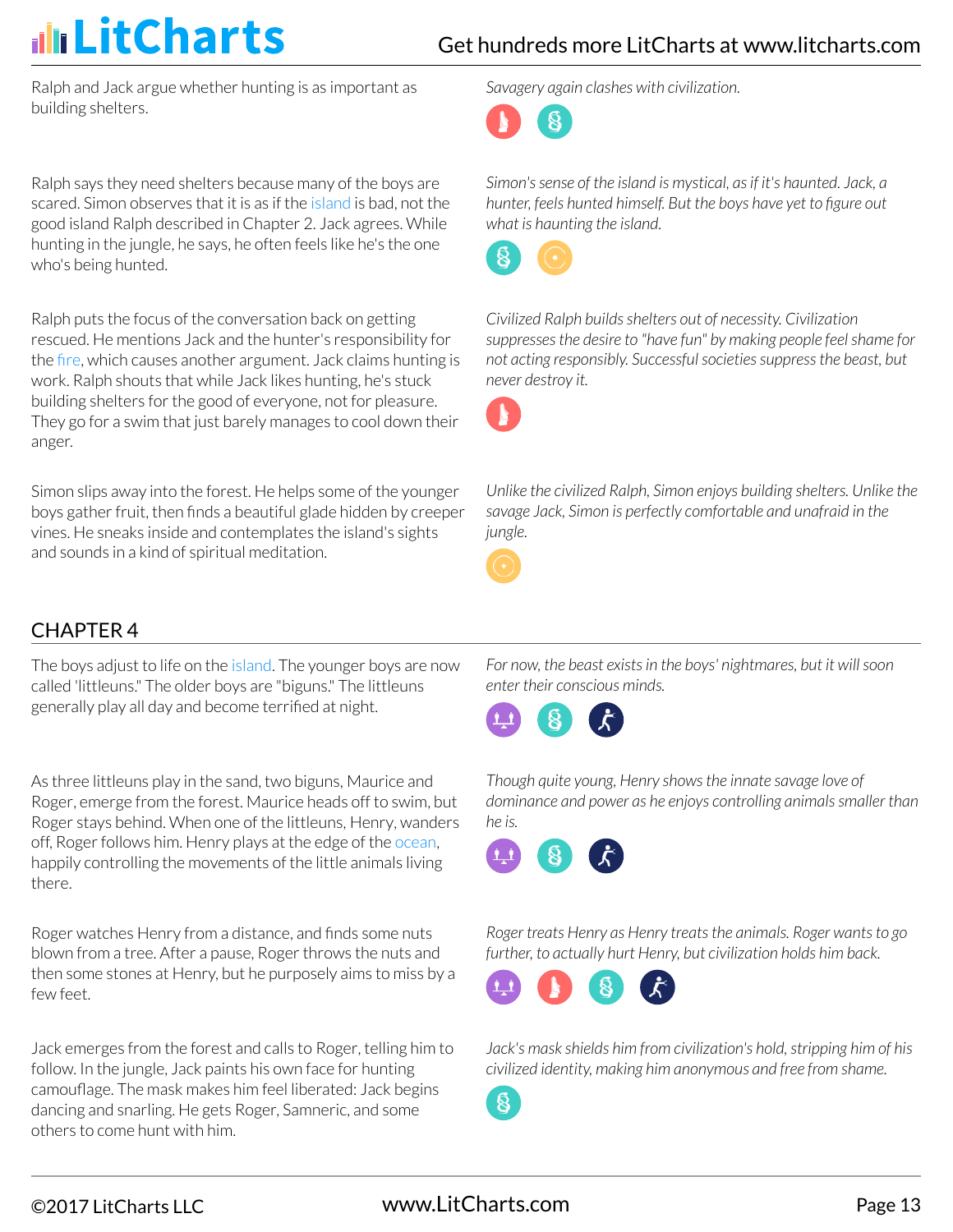Ralph and Jack argue whether hunting is as important as building shelters.

*Savagery again clashes with civilization.*

Ralph says they need shelters because many of the boys are scared. Simon observes that it is as if the island is bad, not the good island Ralph described in Chapter 2. Jack agrees. While hunting in the jungle, he says, he often feels like he's the one who's being hunted.

*Simon's sense of the island is mystical, as if it's haunted. Jack, a hunter, feels hunted himself. But the boys have yet to figure out what is haunting the island.*

Ralph puts the focus of the conversation back on getting rescued. He mentions Jack and the hunter's responsibility for the fire, which causes another argument. Jack claims hunting is work. Ralph shouts that while Jack likes hunting, he's stuck building shelters for the good of everyone, not for pleasure. They go for a swim that just barely manages to cool down their anger.

*Civilized Ralph builds shelters out of necessity. Civilization suppresses the desire to "have fun" by making people feel shame for not acting responsibly. Successful societies suppress the beast, but never destroy it.*

Simon slips away into the forest. He helps some of the younger boys gather fruit, then finds a beautiful glade hidden by creeper vines. He sneaks inside and contemplates the island's sights and sounds in a kind of spiritual meditation.

*Unlike the civilized Ralph, Simon enjoys building shelters. Unlike the savage Jack, Simon is perfectly comfortable and unafraid in the jungle.*

## CHAPTER 4

The boys adjust to life on the island. The younger boys are now called 'littleuns." The older boys are "biguns." The littleuns generally play all day and become terrified at night.

*For now, the beast exists in the boys' nightmares, but it will soon enter their conscious minds.*

As three littleuns play in the sand, two biguns, Maurice and Roger, emerge from the forest. Maurice heads off to swim, but Roger stays behind. When one of the littleuns, Henry, wanders off, Roger follows him. Henry plays at the edge of the ocean, happily controlling the movements of the little animals living there.

*Though quite young, Henry shows the innate savage love of dominance and power as he enjoys controlling animals smaller than he is.*

Roger watches Henry from a distance, and finds some nuts blown from a tree. After a pause, Roger throws the nuts and then some stones at Henry, but he purposely aims to miss by a few feet.

*Roger treats Henry as Henry treats the animals. Roger wants to go further, to actually hurt Henry, but civilization holds him back.*

Jack emerges from the forest and calls to Roger, telling him to follow. In the jungle, Jack paints his own face for hunting camouflage. The mask makes him feel liberated: Jack begins dancing and snarling. He gets Roger, Samneric, and some others to come hunt with him.

*Jack's mask shields him from civilization's hold, stripping him of his civilized identity, making him anonymous and free from shame.*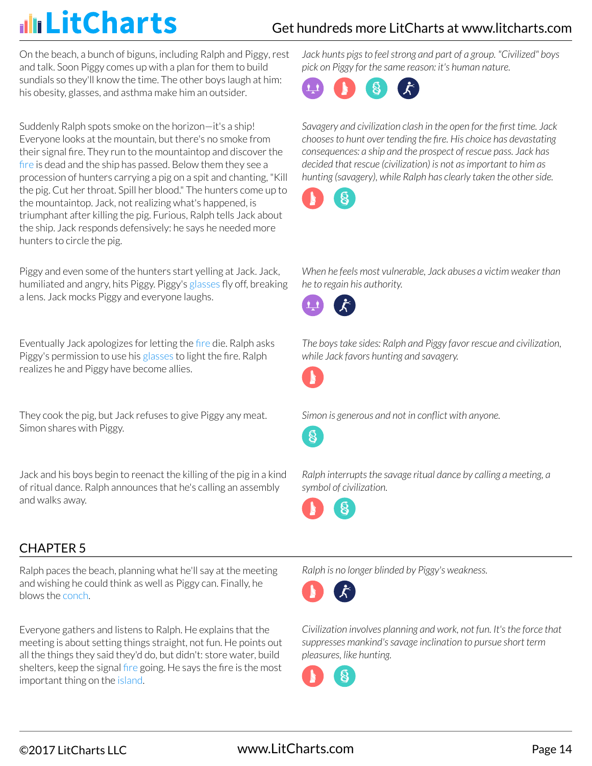On the beach, a bunch of biguns, including Ralph and Piggy, rest and talk. Soon Piggy comes up with a plan for them to build sundials so they'll know the time. The other boys laugh at him: his obesity, glasses, and asthma make him an outsider.

*Jack hunts pigs to feel strong and part of a group. "Civilized" boys pick on Piggy for the same reason: it's human nature.*

Suddenly Ralph spots smoke on the horizon—it's a ship! Everyone looks at the mountain, but there's no smoke from their signal fire. They run to the mountaintop and discover the fire is dead and the ship has passed. Below them they see a procession of hunters carrying a pig on a spit and chanting, "Kill the pig. Cut her throat. Spill her blood." The hunters come up to the mountaintop. Jack, not realizing what's happened, is triumphant after killing the pig. Furious, Ralph tells Jack about the ship. Jack responds defensively: he says he needed more hunters to circle the pig.

*Savagery and civilization clash in the open for the first time. Jack chooses to hunt over tending the fire. His choice has devastating consequences: a ship and the prospect of rescue pass. Jack has decided that rescue (civilization) is not as important to him as hunting (savagery), while Ralph has clearly taken the other side.*

Piggy and even some of the hunters start yelling at Jack. Jack, humiliated and angry, hits Piggy. Piggy's glasses fly off, breaking a lens. Jack mocks Piggy and everyone laughs.

*When he feels most vulnerable, Jack abuses a victim weaker than he to regain his authority.*

Eventually Jack apologizes for letting the fire die. Ralph asks Piggy's permission to use his glasses to light the fire. Ralph realizes he and Piggy have become allies.

*The boys take sides: Ralph and Piggy favor rescue and civilization, while Jack favors hunting and savagery.*

They cook the pig, but Jack refuses to give Piggy any meat. Simon shares with Piggy.

*Simon is generous and not in conflict with anyone.*

Jack and his boys begin to reenact the killing of the pig in a kind of ritual dance. Ralph announces that he's calling an assembly and walks away.

*Ralph interrupts the savage ritual dance by calling a meeting, a symbol of civilization.*

## CHAPTER 5

Ralph paces the beach, planning what he'll say at the meeting and wishing he could think as well as Piggy can. Finally, he blows the conch.

*Ralph is no longer blinded by Piggy's weakness.*

Everyone gathers and listens to Ralph. He explains that the meeting is about setting things straight, not fun. He points out all the things they said they'd do, but didn't: store water, build shelters, keep the signal fire going. He says the fire is the most important thing on the island.

*Civilization involves planning and work, not fun. It's the force that suppresses mankind's savage inclination to pursue short term pleasures, like hunting.*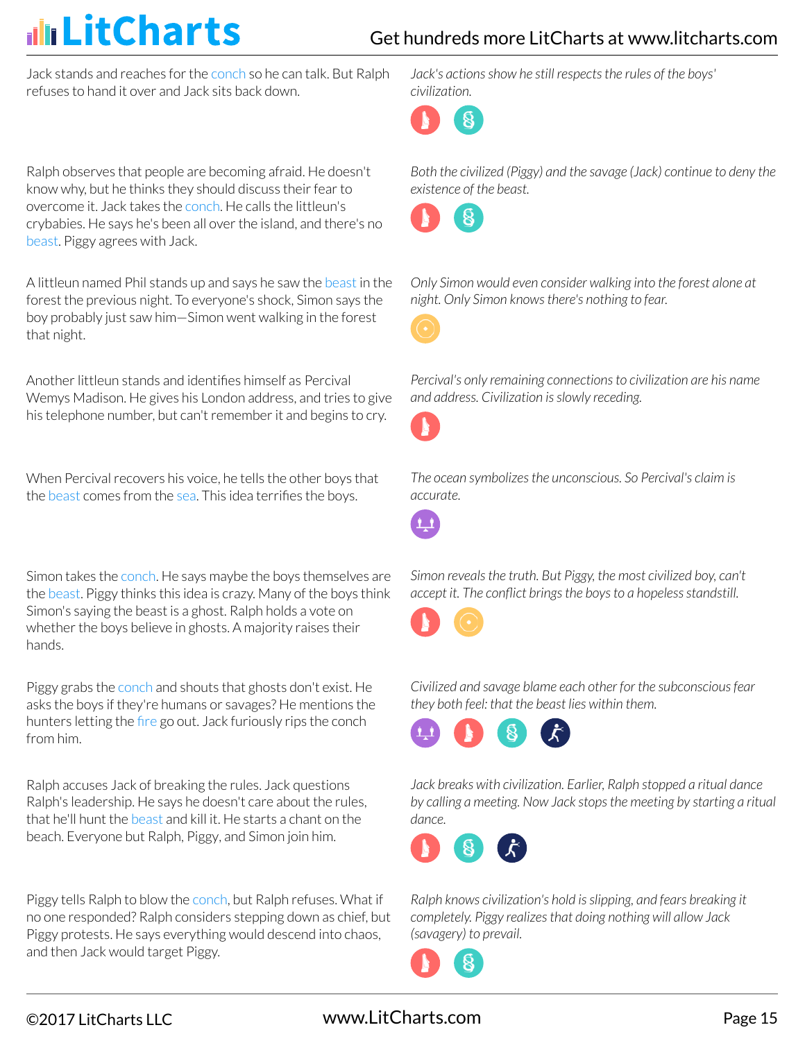Jack stands and reaches for the conch so he can talk. But Ralph refuses to hand it over and Jack sits back down.

*Jack's actions show he still respects the rules of the boys' civilization.*

Ralph observes that people are becoming afraid. He doesn't know why, but he thinks they should discuss their fear to overcome it. Jack takes the conch. He calls the littleun's crybabies. He says he's been all over the island, and there's no beast. Piggy agrees with Jack.

*Both the civilized (Piggy) and the savage (Jack) continue to deny the existence of the beast.*

A littleun named Phil stands up and says he saw the beast in the forest the previous night. To everyone's shock, Simon says the boy probably just saw him—Simon went walking in the forest that night.

*Only Simon would even consider walking into the forest alone at night. Only Simon knows there's nothing to fear.*

Another littleun stands and identifies himself as Percival Wemys Madison. He gives his London address, and tries to give his telephone number, but can't remember it and begins to cry.

*Percival's only remaining connections to civilization are his name and address. Civilization is slowly receding.*

When Percival recovers his voice, he tells the other boys that the beast comes from the sea. This idea terrifies the boys.

*The ocean symbolizes the unconscious. So Percival's claim is accurate.*

Simon takes the conch. He says maybe the boys themselves are the beast. Piggy thinks this idea is crazy. Many of the boys think Simon's saying the beast is a ghost. Ralph holds a vote on whether the boys believe in ghosts. A majority raises their hands.

*Simon reveals the truth. But Piggy, the most civilized boy, can't accept it. The conflict brings the boys to a hopeless standstill.*

Piggy grabs the conch and shouts that ghosts don't exist. He asks the boys if they're humans or savages? He mentions the hunters letting the fire go out. Jack furiously rips the conch from him.

*Civilized and savage blame each other for the subconscious fear they both feel: that the beast lies within them.*

Ralph accuses Jack of breaking the rules. Jack questions Ralph's leadership. He says he doesn't care about the rules, that he'll hunt the beast and kill it. He starts a chant on the beach. Everyone but Ralph, Piggy, and Simon join him.

*Jack breaks with civilization. Earlier, Ralph stopped a ritual dance by calling a meeting. Now Jack stops the meeting by starting a ritual dance.*

Piggy tells Ralph to blow the conch, but Ralph refuses. What if no one responded? Ralph considers stepping down as chief, but Piggy protests. He says everything would descend into chaos, and then Jack would target Piggy.

*Ralph knows civilization's hold is slipping, and fears breaking it completely. Piggy realizes that doing nothing will allow Jack (savagery) to prevail.*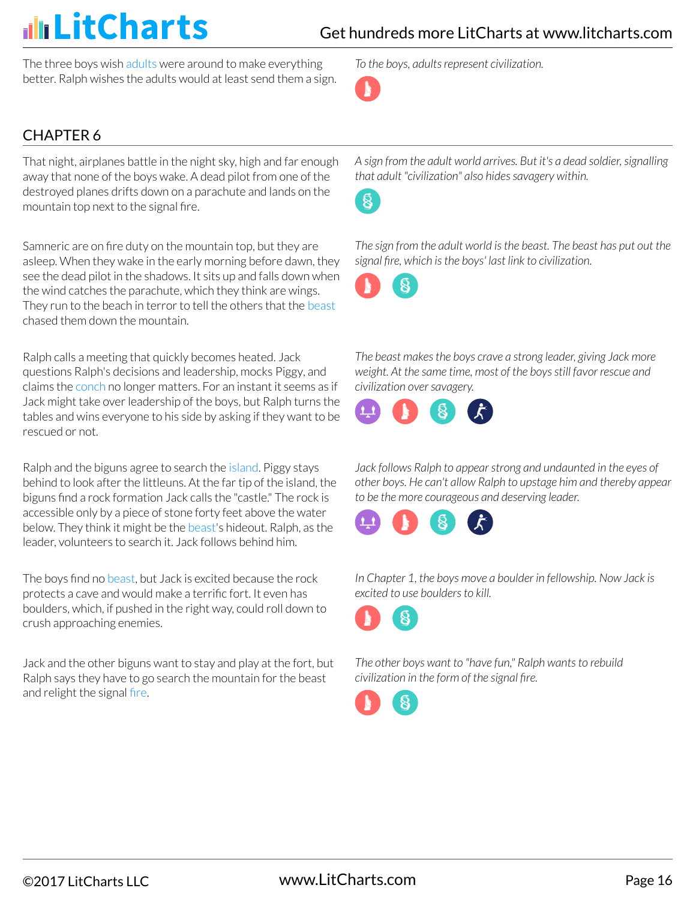The three boys wish adults were around to make everything better. Ralph wishes the adults would at least send them a sign.

*To the boys, adults represent civilization.*

## CHAPTER 6

That night, airplanes battle in the night sky, high and far enough away that none of the boys wake. A dead pilot from one of the destroyed planes drifts down on a parachute and lands on the mountain top next to the signal fire.

*A sign from the adult world arrives. But it's a dead soldier, signalling that adult "civilization" also hides savagery within.*

Samneric are on fire duty on the mountain top, but they are asleep. When they wake in the early morning before dawn, they see the dead pilot in the shadows. It sits up and falls down when the wind catches the parachute, which they think are wings. They run to the beach in terror to tell the others that the beast chased them down the mountain.

*The sign from the adult world is the beast. The beast has put out the signal fire, which is the boys' last link to civilization.*

Ralph calls a meeting that quickly becomes heated. Jack questions Ralph's decisions and leadership, mocks Piggy, and claims the conch no longer matters. For an instant it seems as if Jack might take over leadership of the boys, but Ralph turns the tables and wins everyone to his side by asking if they want to be rescued or not.

*The beast makes the boys crave a strong leader, giving Jack more weight. At the same time, most of the boys still favor rescue and civilization over savagery.*

Ralph and the biguns agree to search the island. Piggy stays behind to look after the littleuns. At the far tip of the island, the biguns find a rock formation Jack calls the "castle." The rock is accessible only by a piece of stone forty feet above the water below. They think it might be the beast's hideout. Ralph, as the leader, volunteers to search it. Jack follows behind him.

*Jack follows Ralph to appear strong and undaunted in the eyes of other boys. He can't allow Ralph to upstage him and thereby appear to be the more courageous and deserving leader.*

The boys find no beast, but Jack is excited because the rock protects a cave and would make a terrific fort. It even has boulders, which, if pushed in the right way, could roll down to crush approaching enemies.

*In Chapter 1, the boys move a boulder in fellowship. Now Jack is excited to use boulders to kill.*

Jack and the other biguns want to stay and play at the fort, but Ralph says they have to go search the mountain for the beast and relight the signal fire.

*The other boys want to "have fun," Ralph wants to rebuild civilization in the form of the signal fire.*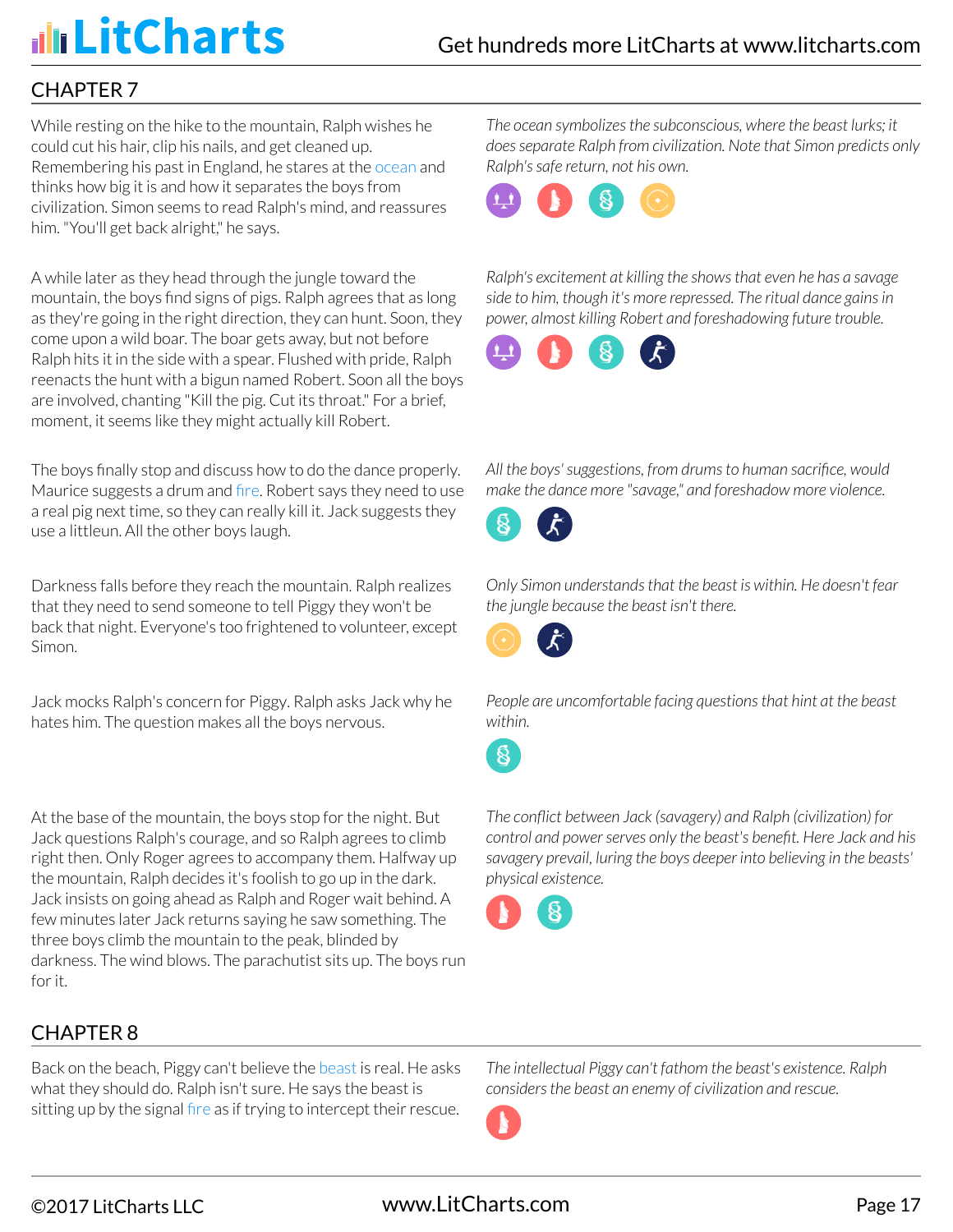## CHAPTER 7

While resting on the hike to the mountain, Ralph wishes he could cut his hair, clip his nails, and get cleaned up. Remembering his past in England, he stares at the ocean and thinks how big it is and how it separates the boys from civilization. Simon seems to read Ralph's mind, and reassures him. "You'll get back alright," he says.

*The ocean symbolizes the subconscious, where the beast lurks; it does separate Ralph from civilization. Note that Simon predicts only Ralph's safe return, not his own.*

A while later as they head through the jungle toward the mountain, the boys find signs of pigs. Ralph agrees that as long as they're going in the right direction, they can hunt. Soon, they come upon a wild boar. The boar gets away, but not before Ralph hits it in the side with a spear. Flushed with pride, Ralph reenacts the hunt with a bigun named Robert. Soon all the boys are involved, chanting "Kill the pig. Cut its throat." For a brief, moment, it seems like they might actually kill Robert.

*Ralph's excitement at killing the shows that even he has a savage side to him, though it's more repressed. The ritual dance gains in power, almost killing Robert and foreshadowing future trouble.*

The boys finally stop and discuss how to do the dance properly. Maurice suggests a drum and fire. Robert says they need to use a real pig next time, so they can really kill it. Jack suggests they use a littleun. All the other boys laugh.

*All the boys' suggestions, from drums to human sacrifice, would make the dance more "savage," and foreshadow more violence.*

Darkness falls before they reach the mountain. Ralph realizes that they need to send someone to tell Piggy they won't be back that night. Everyone's too frightened to volunteer, except Simon.

*Only Simon understands that the beast is within. He doesn't fear the jungle because the beast isn't there.*

Jack mocks Ralph's concern for Piggy. Ralph asks Jack why he hates him. The question makes all the boys nervous.

*People are uncomfortable facing questions that hint at the beast within.*

At the base of the mountain, the boys stop for the night. But Jack questions Ralph's courage, and so Ralph agrees to climb right then. Only Roger agrees to accompany them. Halfway up the mountain, Ralph decides it's foolish to go up in the dark. Jack insists on going ahead as Ralph and Roger wait behind. A few minutes later Jack returns saying he saw something. The three boys climb the mountain to the peak, blinded by darkness. The wind blows. The parachutist sits up. The boys run for it.

*The conflict between Jack (savagery) and Ralph (civilization) for control and power serves only the beast's benefit. Here Jack and his savagery prevail, luring the boys deeper into believing in the beasts' physical existence.*

## CHAPTER 8

Back on the beach, Piggy can't believe the beast is real. He asks what they should do. Ralph isn't sure. He says the beast is sitting up by the signal fire as if trying to intercept their rescue.

*The intellectual Piggy can't fathom the beast's existence. Ralph considers the beast an enemy of civilization and rescue.*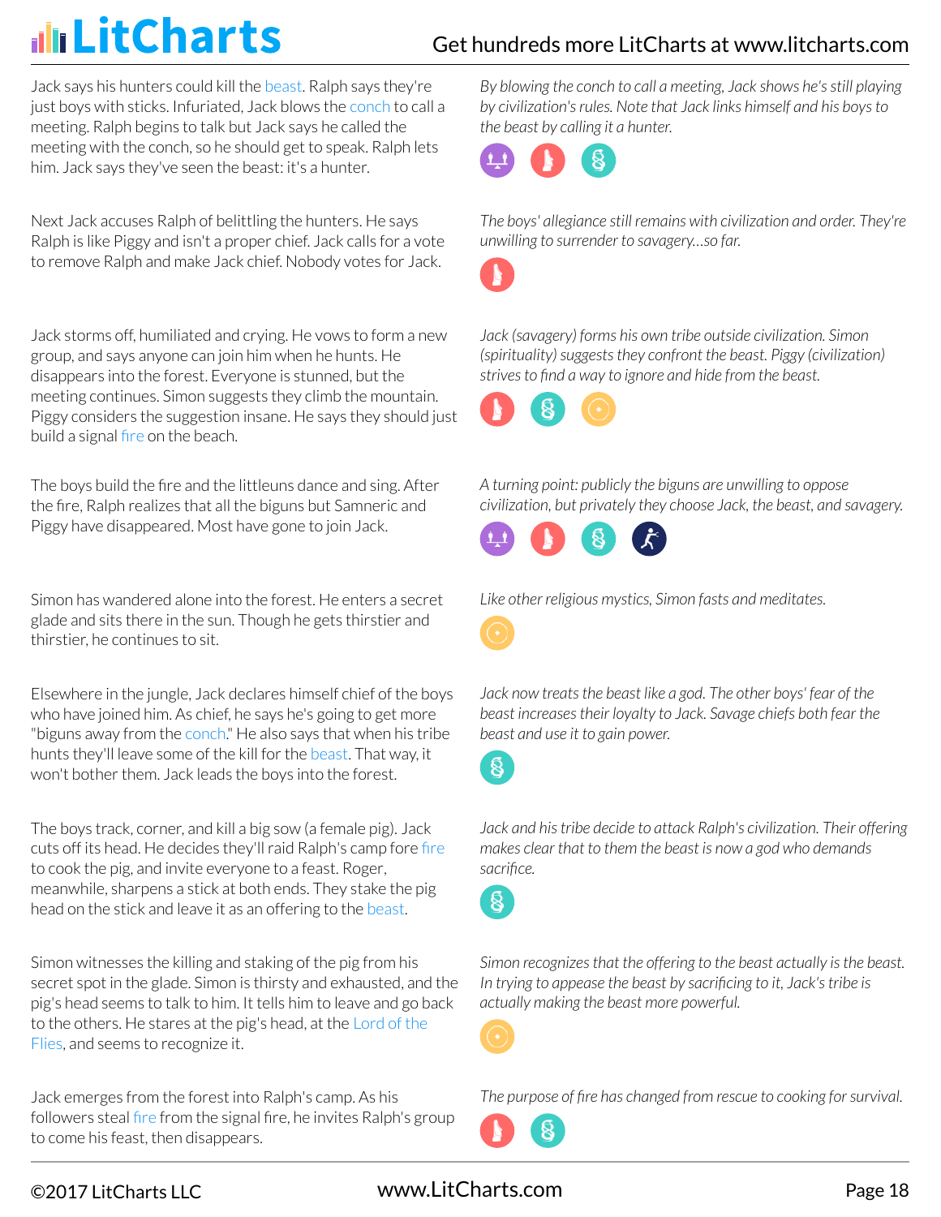Jack says his hunters could kill the beast. Ralph says they're just boys with sticks. Infuriated, Jack blows the conch to call a meeting. Ralph begins to talk but Jack says he called the meeting with the conch, so he should get to speak. Ralph lets him. Jack says they've seen the beast: it's a hunter.

*By blowing the conch to call a meeting, Jack shows he's still playing by civilization's rules. Note that Jack links himself and his boys to the beast by calling it a hunter.*

Next Jack accuses Ralph of belittling the hunters. He says Ralph is like Piggy and isn't a proper chief. Jack calls for a vote to remove Ralph and make Jack chief. Nobody votes for Jack.

*The boys' allegiance still remains with civilization and order. They're unwilling to surrender to savagery…so far.*

Jack storms off, humiliated and crying. He vows to form a new group, and says anyone can join him when he hunts. He disappears into the forest. Everyone is stunned, but the meeting continues. Simon suggests they climb the mountain. Piggy considers the suggestion insane. He says they should just build a signal fire on the beach.

*Jack (savagery) forms his own tribe outside civilization. Simon (spirituality) suggests they confront the beast. Piggy (civilization) strives to find a way to ignore and hide from the beast.*

The boys build the fire and the littleuns dance and sing. After the fire, Ralph realizes that all the biguns but Samneric and Piggy have disappeared. Most have gone to join Jack.

*A turning point: publicly the biguns are unwilling to oppose civilization, but privately they choose Jack, the beast, and savagery.*

Simon has wandered alone into the forest. He enters a secret glade and sits there in the sun. Though he gets thirstier and thirstier, he continues to sit.

*Like other religious mystics, Simon fasts and meditates.*

Elsewhere in the jungle, Jack declares himself chief of the boys who have joined him. As chief, he says he's going to get more "biguns away from the conch." He also says that when his tribe hunts they'll leave some of the kill for the beast. That way, it won't bother them. Jack leads the boys into the forest.

*Jack now treats the beast like a god. The other boys' fear of the beast increases their loyalty to Jack. Savage chiefs both fear the beast and use it to gain power.*

The boys track, corner, and kill a big sow (a female pig). Jack cuts off its head. He decides they'll raid Ralph's camp fore fire to cook the pig, and invite everyone to a feast. Roger, meanwhile, sharpens a stick at both ends. They stake the pig head on the stick and leave it as an offering to the beast.

*Jack and his tribe decide to attack Ralph's civilization. Their offering makes clear that to them the beast is now a god who demands sacrifice.*

Simon witnesses the killing and staking of the pig from his secret spot in the glade. Simon is thirsty and exhausted, and the pig's head seems to talk to him. It tells him to leave and go back to the others. He stares at the pig's head, at the Lord of the Flies, and seems to recognize it.

*Simon recognizes that the offering to the beast actually is the beast. In trying to appease the beast by sacrificing to it, Jack's tribe is actually making the beast more powerful.*

Jack emerges from the forest into Ralph's camp. As his followers steal fire from the signal fire, he invites Ralph's group to come his feast, then disappears.

*The purpose of fire has changed from rescue to cooking for survival.*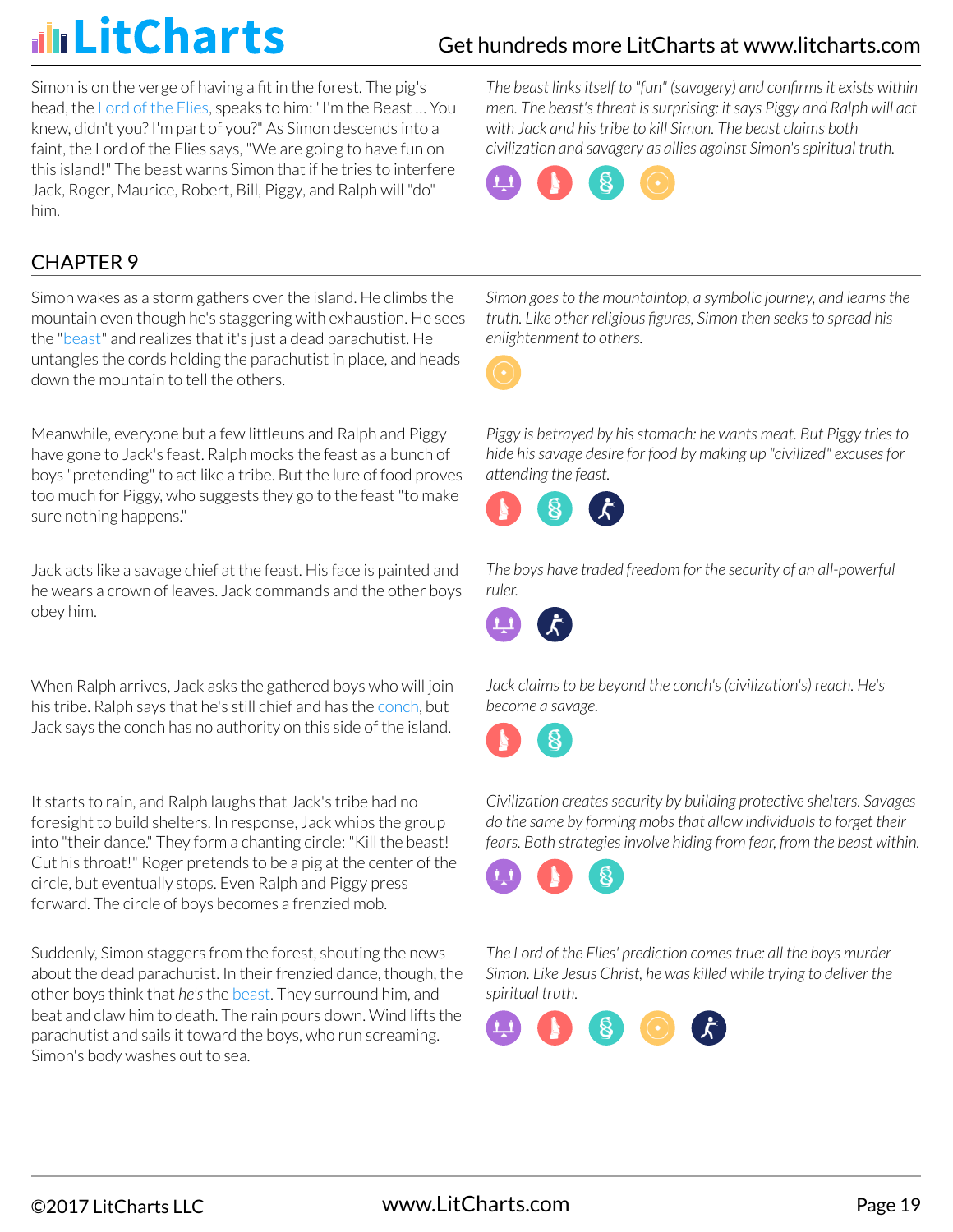Simon is on the verge of having a fit in the forest. The pig's head, the Lord of the Flies, speaks to him: "I'm the Beast … You knew, didn't you? I'm part of you?" As Simon descends into a faint, the Lord of the Flies says, "We are going to have fun on this island!" The beast warns Simon that if he tries to interfere Jack, Roger, Maurice, Robert, Bill, Piggy, and Ralph will "do" him.

*The beast links itself to "fun" (savagery) and confirms it exists within men. The beast's threat is surprising: it says Piggy and Ralph will act with Jack and his tribe to kill Simon. The beast claims both civilization and savagery as allies against Simon's spiritual truth.*

## CHAPTER 9

Simon wakes as a storm gathers over the island. He climbs the mountain even though he's staggering with exhaustion. He sees the "beast" and realizes that it's just a dead parachutist. He untangles the cords holding the parachutist in place, and heads down the mountain to tell the others.

*Simon goes to the mountaintop, a symbolic journey, and learns the truth. Like other religious figures, Simon then seeks to spread his enlightenment to others.*

Meanwhile, everyone but a few littleuns and Ralph and Piggy have gone to Jack's feast. Ralph mocks the feast as a bunch of boys "pretending" to act like a tribe. But the lure of food proves too much for Piggy, who suggests they go to the feast "to make sure nothing happens."

*Piggy is betrayed by his stomach: he wants meat. But Piggy tries to hide his savage desire for food by making up "civilized" excuses for attending the feast.*

Jack acts like a savage chief at the feast. His face is painted and he wears a crown of leaves. Jack commands and the other boys obey him.

*The boys have traded freedom for the security of an all-powerful ruler.*

When Ralph arrives, Jack asks the gathered boys who will join his tribe. Ralph says that he's still chief and has the conch, but Jack says the conch has no authority on this side of the island.

*Jack claims to be beyond the conch's (civilization's) reach. He's become a savage.*

It starts to rain, and Ralph laughs that Jack's tribe had no foresight to build shelters. In response, Jack whips the group into "their dance." They form a chanting circle: "Kill the beast! Cut his throat!" Roger pretends to be a pig at the center of the circle, but eventually stops. Even Ralph and Piggy press forward. The circle of boys becomes a frenzied mob.

*Civilization creates security by building protective shelters. Savages do the same by forming mobs that allow individuals to forget their fears. Both strategies involve hiding from fear, from the beast within.*

Suddenly, Simon staggers from the forest, shouting the news about the dead parachutist. In their frenzied dance, though, the other boys think that *he's* the beast. They surround him, and beat and claw him to death. The rain pours down. Wind lifts the parachutist and sails it toward the boys, who run screaming. Simon's body washes out to sea.

*The Lord of the Flies' prediction comes true: all the boys murder Simon. Like Jesus Christ, he was killed while trying to deliver the spiritual truth.*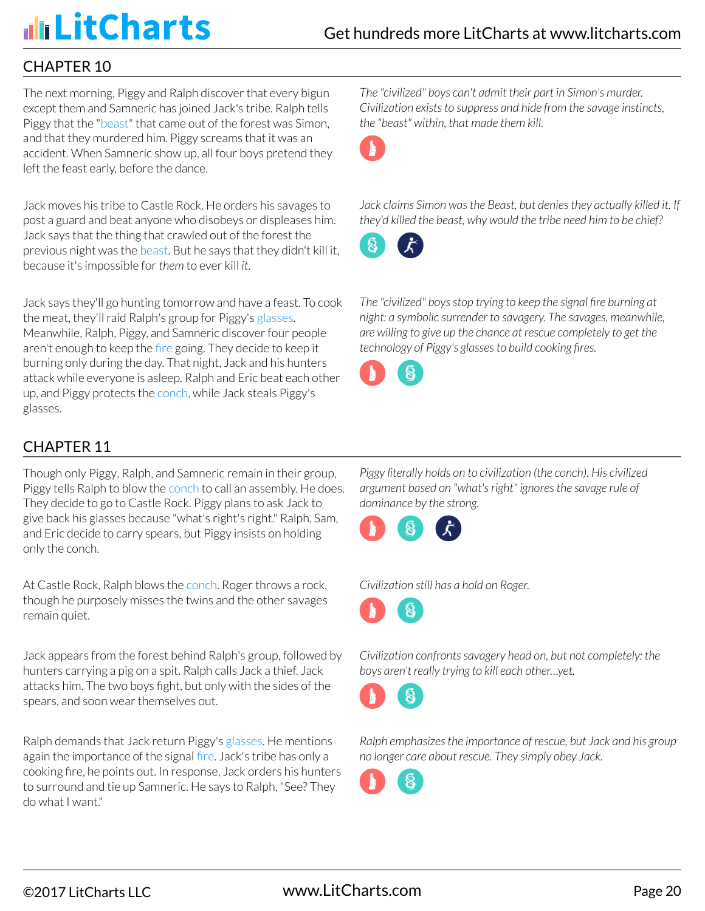## CHAPTER 10

The next morning, Piggy and Ralph discover that every bigun except them and Samneric has joined Jack's tribe. Ralph tells Piggy that the "beast" that came out of the forest was Simon, and that they murdered him. Piggy screams that it was an accident. When Samneric show up, all four boys pretend they left the feast early, before the dance.

*The "civilized" boys can't admit their part in Simon's murder. Civilization exists to suppress and hide from the savage instincts, the "beast" within, that made them kill.*

Jack moves his tribe to Castle Rock. He orders his savages to post a guard and beat anyone who disobeys or displeases him. Jack says that the thing that crawled out of the forest the previous night was the beast. But he says that they didn't kill it, because it's impossible for *them* to ever kill *it*.

*Jack claims Simon was the Beast, but denies they actually killed it. If they'd killed the beast, why would the tribe need him to be chief?*

Jack says they'll go hunting tomorrow and have a feast. To cook the meat, they'll raid Ralph's group for Piggy's glasses. Meanwhile, Ralph, Piggy, and Samneric discover four people aren't enough to keep the fire going. They decide to keep it burning only during the day. That night, Jack and his hunters attack while everyone is asleep. Ralph and Eric beat each other up, and Piggy protects the conch, while Jack steals Piggy's glasses.

*The "civilized" boys stop trying to keep the signal fire burning at night: a symbolic surrender to savagery. The savages, meanwhile, are willing to give up the chance at rescue completely to get the technology of Piggy's glasses to build cooking fires.*

## CHAPTER 11

Though only Piggy, Ralph, and Samneric remain in their group, Piggy tells Ralph to blow the conch to call an assembly. He does. They decide to go to Castle Rock. Piggy plans to ask Jack to give back his glasses because "what's right's right." Ralph, Sam, and Eric decide to carry spears, but Piggy insists on holding only the conch.

*Piggy literally holds on to civilization (the conch). His civilized argument based on "what's right" ignores the savage rule of dominance by the strong.*

At Castle Rock, Ralph blows the conch. Roger throws a rock, though he purposely misses the twins and the other savages remain quiet.

*Civilization still has a hold on Roger.*

Jack appears from the forest behind Ralph's group, followed by hunters carrying a pig on a spit. Ralph calls Jack a thief. Jack attacks him. The two boys fight, but only with the sides of the spears, and soon wear themselves out.

*Civilization confronts savagery head on, but not completely: the boys aren't really trying to kill each other…yet.*

Ralph demands that Jack return Piggy's glasses. He mentions again the importance of the signal fire. Jack's tribe has only a cooking fire, he points out. In response, Jack orders his hunters to surround and tie up Samneric. He says to Ralph, "See? They do what I want."

*Ralph emphasizes the importance of rescue, but Jack and his group no longer care about rescue. They simply obey Jack.*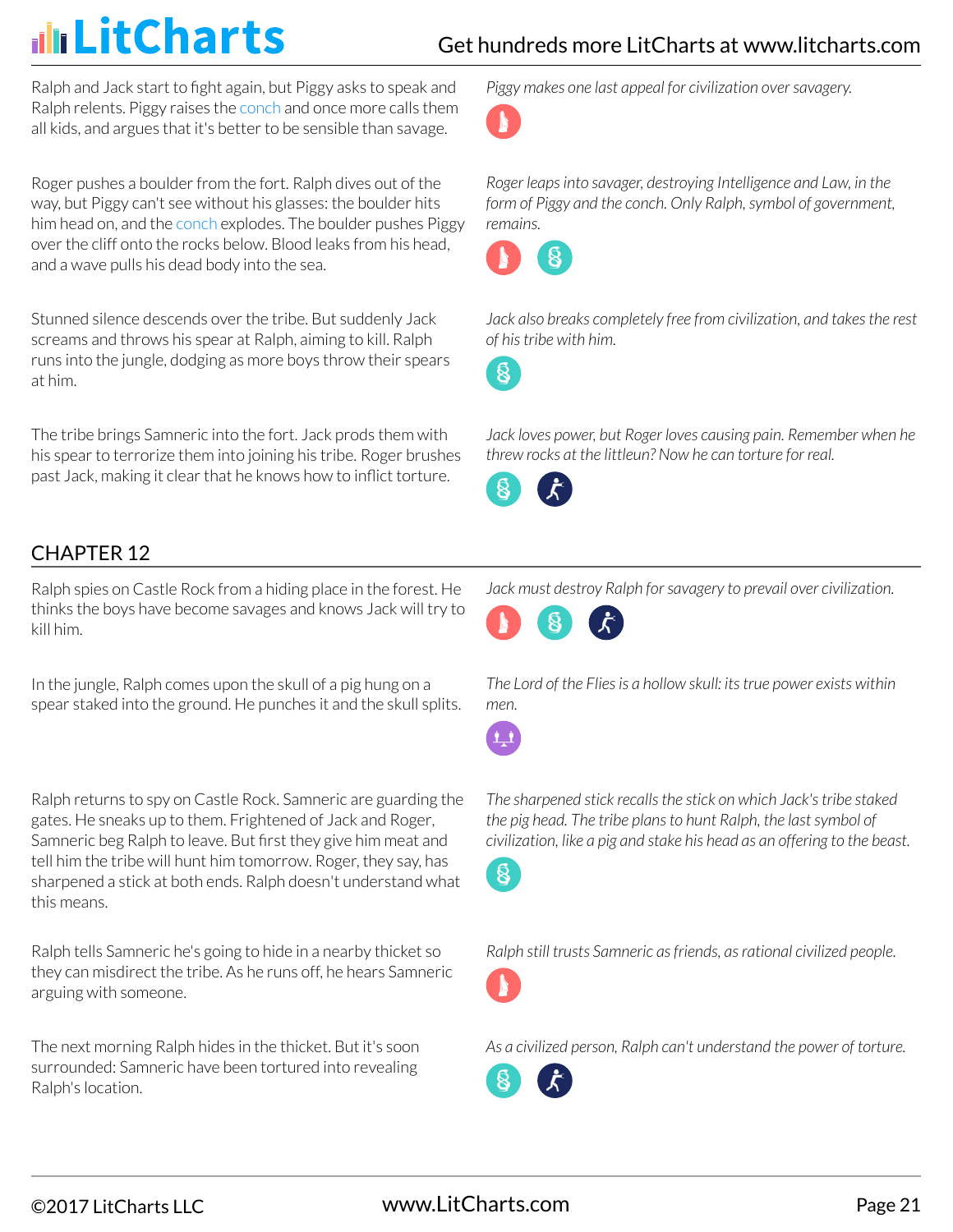Ralph and Jack start to fight again, but Piggy asks to speak and Ralph relents. Piggy raises the conch and once more calls them all kids, and argues that it's better to be sensible than savage.

*Piggy makes one last appeal for civilization over savagery.*

Roger pushes a boulder from the fort. Ralph dives out of the way, but Piggy can't see without his glasses: the boulder hits him head on, and the conch explodes. The boulder pushes Piggy over the cliff onto the rocks below. Blood leaks from his head, and a wave pulls his dead body into the sea.

*Roger leaps into savager, destroying Intelligence and Law, in the form of Piggy and the conch. Only Ralph, symbol of government, remains.*

Stunned silence descends over the tribe. But suddenly Jack screams and throws his spear at Ralph, aiming to kill. Ralph runs into the jungle, dodging as more boys throw their spears at him.

*Jack also breaks completely free from civilization, and takes the rest of his tribe with him.*

The tribe brings Samneric into the fort. Jack prods them with his spear to terrorize them into joining his tribe. Roger brushes past Jack, making it clear that he knows how to inflict torture.

*Jack loves power, but Roger loves causing pain. Remember when he threw rocks at the littleun? Now he can torture for real.*

## CHAPTER 12

Ralph spies on Castle Rock from a hiding place in the forest. He thinks the boys have become savages and knows Jack will try to kill him.

*Jack must destroy Ralph for savagery to prevail over civilization.*

In the jungle, Ralph comes upon the skull of a pig hung on a spear staked into the ground. He punches it and the skull splits.

*The Lord of the Flies is a hollow skull: its true power exists within men.*

Ralph returns to spy on Castle Rock. Samneric are guarding the gates. He sneaks up to them. Frightened of Jack and Roger, Samneric beg Ralph to leave. But first they give him meat and tell him the tribe will hunt him tomorrow. Roger, they say, has sharpened a stick at both ends. Ralph doesn't understand what this means.

*The sharpened stick recalls the stick on which Jack's tribe staked the pig head. The tribe plans to hunt Ralph, the last symbol of civilization, like a pig and stake his head as an offering to the beast.*

Ralph tells Samneric he's going to hide in a nearby thicket so they can misdirect the tribe. As he runs off, he hears Samneric arguing with someone.

*Ralph still trusts Samneric as friends, as rational civilized people.*

The next morning Ralph hides in the thicket. But it's soon surrounded: Samneric have been tortured into revealing Ralph's location.

*As a civilized person, Ralph can't understand the power of torture.*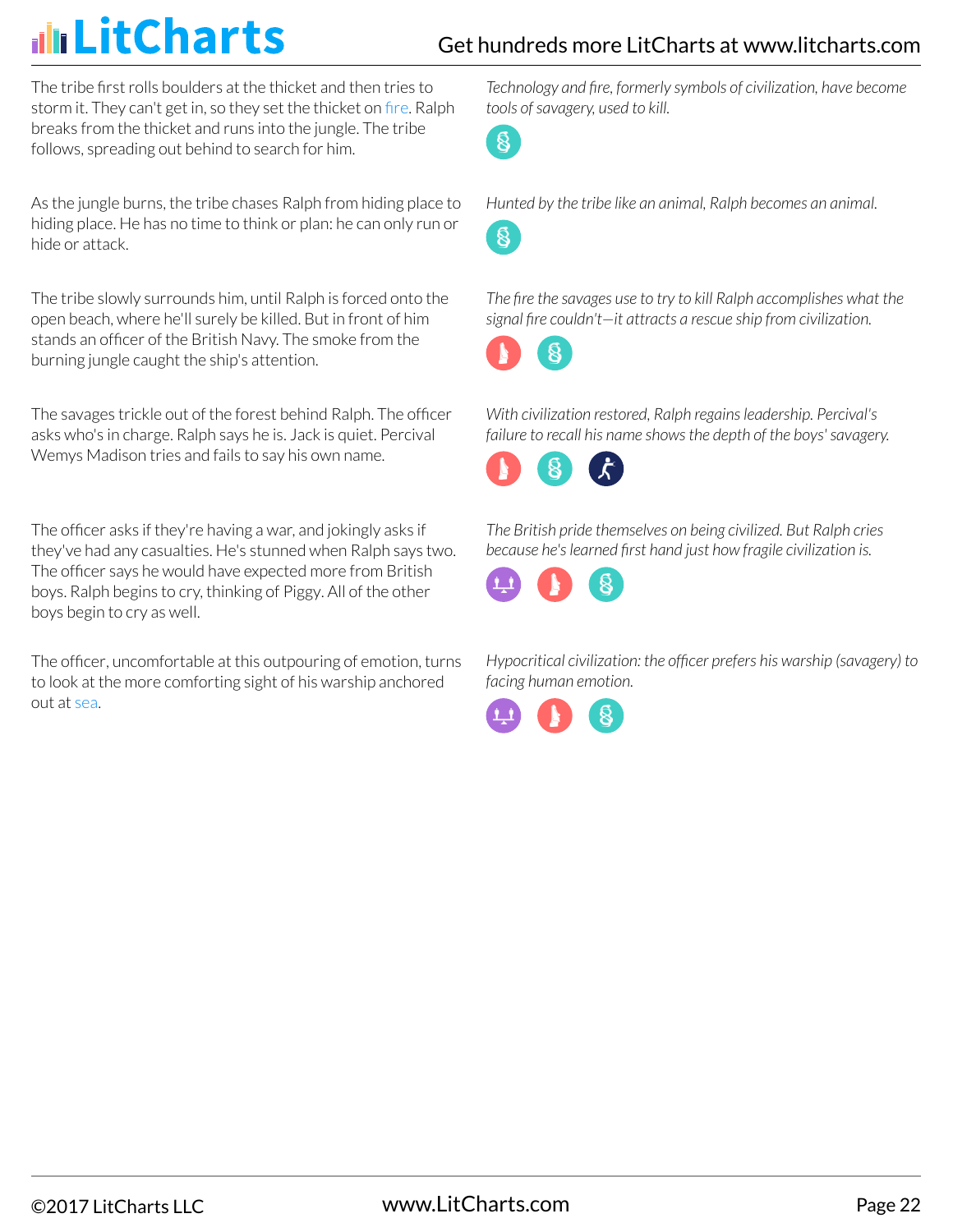The tribe first rolls boulders at the thicket and then tries to storm it. They can't get in, so they set the thicket on fire. Ralph breaks from the thicket and runs into the jungle. The tribe follows, spreading out behind to search for him.

*Technology and fire, formerly symbols of civilization, have become tools of savagery, used to kill.*

As the jungle burns, the tribe chases Ralph from hiding place to hiding place. He has no time to think or plan: he can only run or hide or attack.

*Hunted by the tribe like an animal, Ralph becomes an animal.*

The tribe slowly surrounds him, until Ralph is forced onto the open beach, where he'll surely be killed. But in front of him stands an officer of the British Navy. The smoke from the burning jungle caught the ship's attention.

*The fire the savages use to try to kill Ralph accomplishes what the signal fire couldn't—it attracts a rescue ship from civilization.*

The savages trickle out of the forest behind Ralph. The officer asks who's in charge. Ralph says he is. Jack is quiet. Percival Wemys Madison tries and fails to say his own name.

*With civilization restored, Ralph regains leadership. Percival's failure to recall his name shows the depth of the boys' savagery.*

The officer asks if they're having a war, and jokingly asks if they've had any casualties. He's stunned when Ralph says two. The officer says he would have expected more from British boys. Ralph begins to cry, thinking of Piggy. All of the other boys begin to cry as well.

*The British pride themselves on being civilized. But Ralph cries because he's learned first hand just how fragile civilization is.*

The officer, uncomfortable at this outpouring of emotion, turns to look at the more comforting sight of his warship anchored out at sea.

*Hypocritical civilization: the officer prefers his warship (savagery) to facing human emotion.*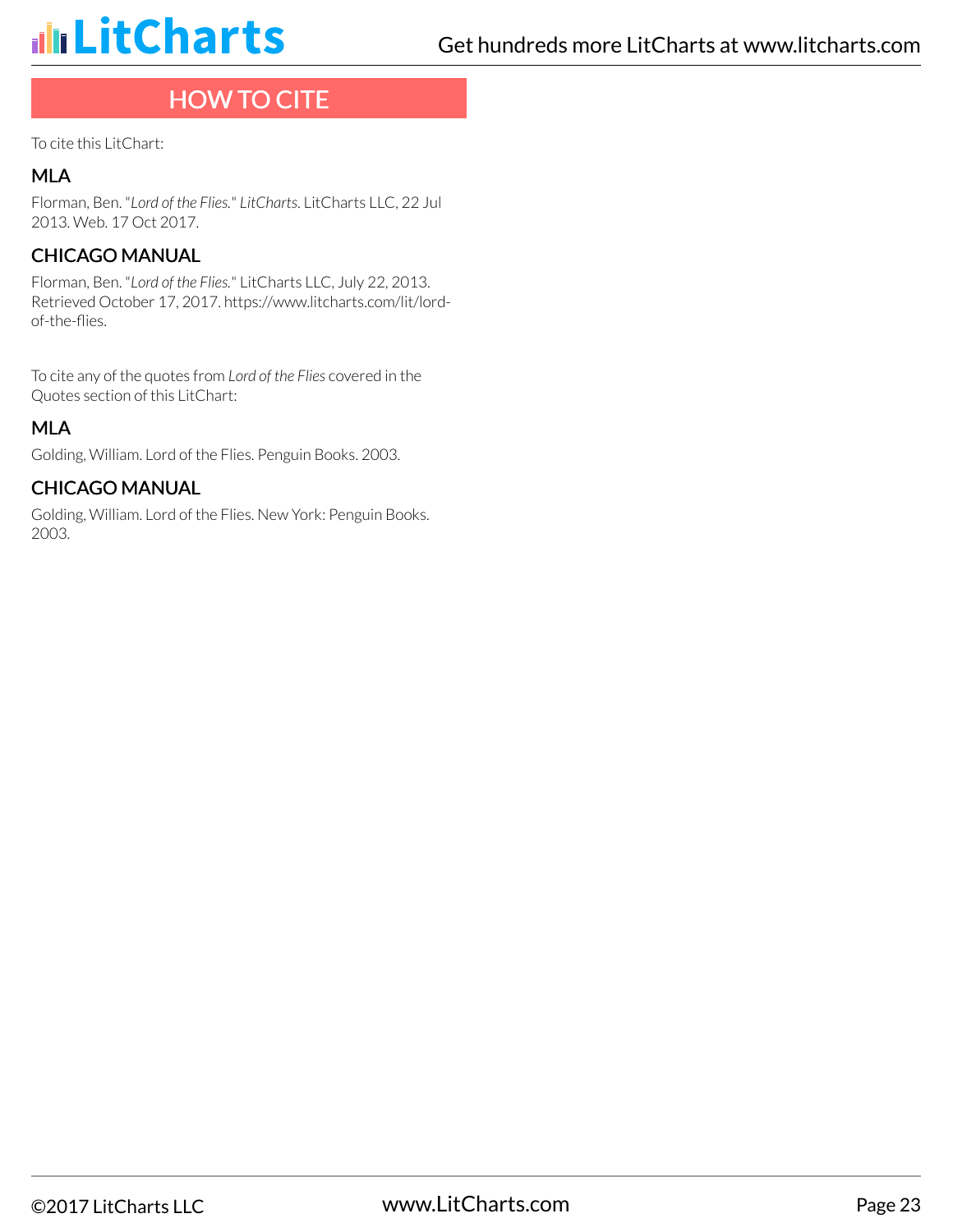## HOW TO CITE

To cite this LitChart:

### MLA

Florman, Ben. "*Lord of the Flies.*" *LitCharts*. LitCharts LLC, 22 Jul 2013. Web. 17 Oct 2017.

### CHICAGO MANUAL

Florman, Ben. "*Lord of the Flies.*" LitCharts LLC, July 22, 2013. Retrieved October 17, 2017. https://www.litcharts.com/lit/lord-of-the-flies.

To cite any of the quotes from *Lord of the Flies* covered in the Quotes section of this LitChart:

### MLA

Golding, William. Lord of the Flies. Penguin Books. 2003.

### CHICAGO MANUAL

Golding, William. Lord of the Flies. New York: Penguin Books. 2003.